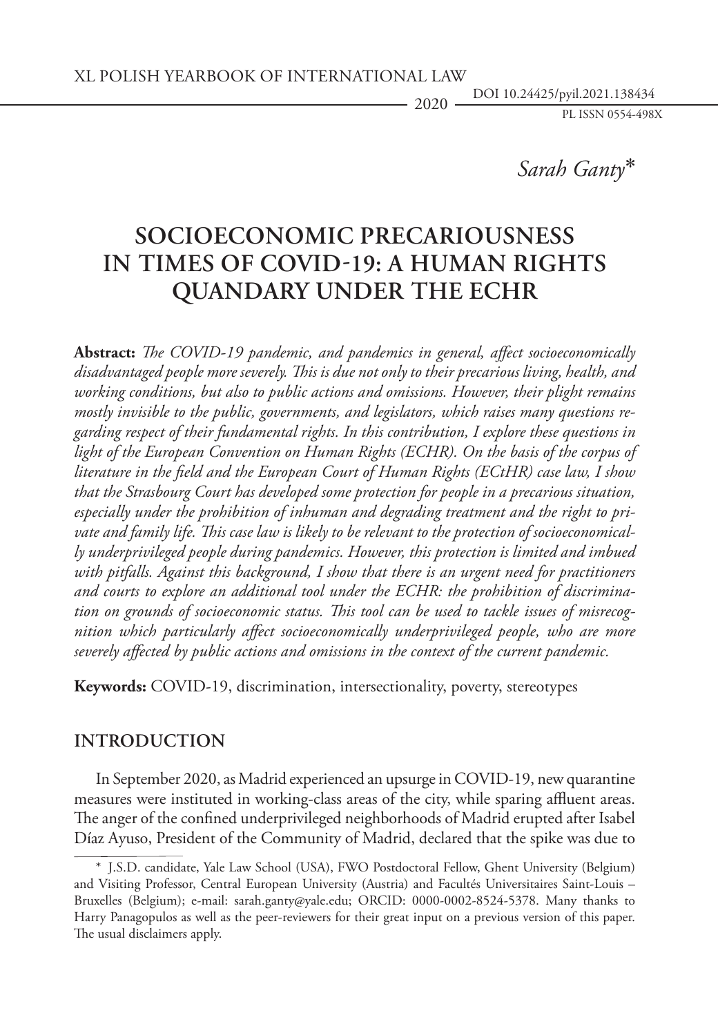Sarah Ganty[*]

# SOCIOECONOMIC PRECARIOUSNESS IN TIMES OF COVID-19: A HUMAN RIGHTS QUANDARY UNDER THE ECHR

**Abstract:** *The COVID-19 pandemic, and pandemics in general, affect socioeconomically disadvantaged people more severely. This is due not only to their precarious living, health, and working conditions, but also to public actions and omissions. However, their plight remains mostly invisible to the public, governments, and legislators, which raises many questions regarding respect of their fundamental rights. In this contribution, I explore these questions in light of the European Convention on Human Rights (ECHR). On the basis of the corpus of literature in the field and the European Court of Human Rights (ECtHR) case law, I show that the Strasbourg Court has developed some protection for people in a precarious situation, especially under the prohibition of inhuman and degrading treatment and the right to private and family life. This case law is likely to be relevant to the protection of socioeconomically underprivileged people during pandemics. However, this protection is limited and imbued with pitfalls. Against this background, I show that there is an urgent need for practitioners and courts to explore an additional tool under the ECHR: the prohibition of discrimination on grounds of socioeconomic status. This tool can be used to tackle issues of misrecognition which particularly affect socioeconomically underprivileged people, who are more severely affected by public actions and omissions in the context of the current pandemic.*

**Keywords:** COVID-19, discrimination, intersectionality, poverty, stereotypes

## INTRODUCTION

In September 2020, as Madrid experienced an upsurge in COVID-19, new quarantine measures were instituted in working-class areas of the city, while sparing affluent areas. The anger of the confined underprivileged neighborhoods of Madrid erupted after Isabel Díaz Ayuso, President of the Community of Madrid, declared that the spike was due to

---

[*] J.S.D. candidate, Yale Law School (USA), FWO Postdoctoral Fellow, Ghent University (Belgium) and Visiting Professor, Central European University (Austria) and Facultés Universitaires Saint-Louis – Bruxelles (Belgium); e-mail: sarah.ganty@yale.edu; ORCID: 0000-0002-8524-5378. Many thanks to Harry Panagopulos as well as the peer-reviewers for their great input on a previous version of this paper. The usual disclaimers apply.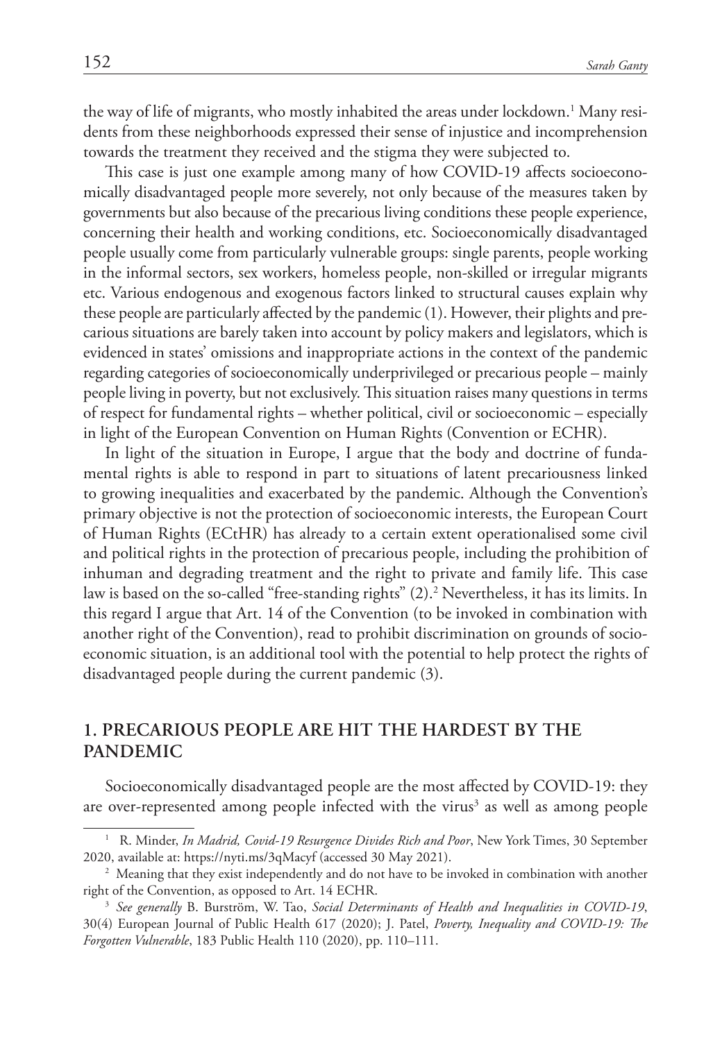the way of life of migrants, who mostly inhabited the areas under lockdown.[1] Many residents from these neighborhoods expressed their sense of injustice and incomprehension towards the treatment they received and the stigma they were subjected to.

This case is just one example among many of how COVID-19 affects socioeconomically disadvantaged people more severely, not only because of the measures taken by governments but also because of the precarious living conditions these people experience, concerning their health and working conditions, etc. Socioeconomically disadvantaged people usually come from particularly vulnerable groups: single parents, people working in the informal sectors, sex workers, homeless people, non-skilled or irregular migrants etc. Various endogenous and exogenous factors linked to structural causes explain why these people are particularly affected by the pandemic (1). However, their plights and precarious situations are barely taken into account by policy makers and legislators, which is evidenced in states' omissions and inappropriate actions in the context of the pandemic regarding categories of socioeconomically underprivileged or precarious people – mainly people living in poverty, but not exclusively. This situation raises many questions in terms of respect for fundamental rights – whether political, civil or socioeconomic – especially in light of the European Convention on Human Rights (Convention or ECHR).

In light of the situation in Europe, I argue that the body and doctrine of fundamental rights is able to respond in part to situations of latent precariousness linked to growing inequalities and exacerbated by the pandemic. Although the Convention's primary objective is not the protection of socioeconomic interests, the European Court of Human Rights (ECtHR) has already to a certain extent operationalised some civil and political rights in the protection of precarious people, including the prohibition of inhuman and degrading treatment and the right to private and family life. This case law is based on the so-called "free-standing rights" (2).[2] Nevertheless, it has its limits. In this regard I argue that Art. 14 of the Convention (to be invoked in combination with another right of the Convention), read to prohibit discrimination on grounds of socioeconomic situation, is an additional tool with the potential to help protect the rights of disadvantaged people during the current pandemic (3).

## 1. PRECARIOUS PEOPLE ARE HIT THE HARDEST BY THE PANDEMIC

Socioeconomically disadvantaged people are the most affected by COVID-19: they are over-represented among people infected with the virus[3] as well as among people

---

[1] R. Minder, *In Madrid, Covid-19 Resurgence Divides Rich and Poor*, New York Times, 30 September 2020, available at: https://nyti.ms/3qMacyf (accessed 30 May 2021).

[2] Meaning that they exist independently and do not have to be invoked in combination with another right of the Convention, as opposed to Art. 14 ECHR.

[3] *See generally* B. Burström, W. Tao, *Social Determinants of Health and Inequalities in COVID-19*, 30(4) European Journal of Public Health 617 (2020); J. Patel, *Poverty, Inequality and COVID-19: The Forgotten Vulnerable*, 183 Public Health 110 (2020), pp. 110–111.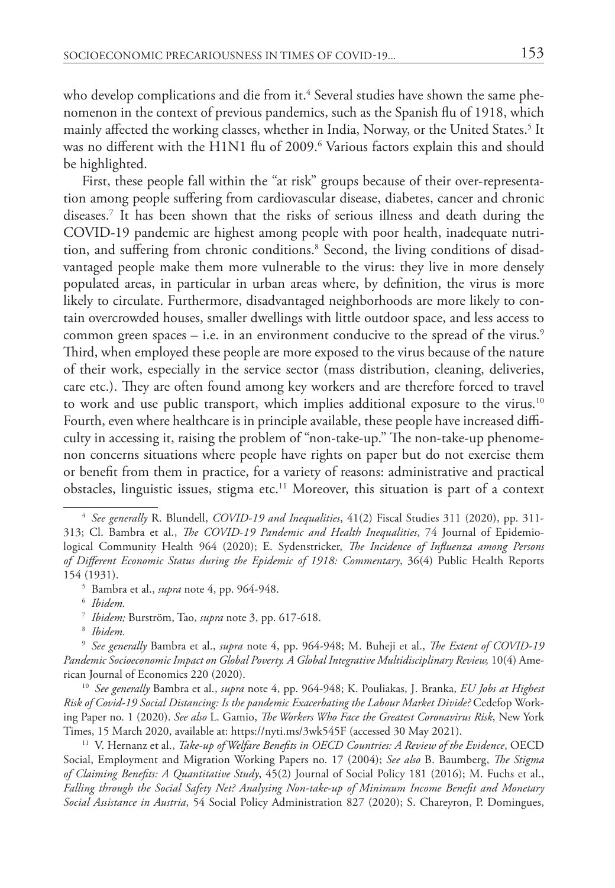who develop complications and die from it.[4] Several studies have shown the same phenomenon in the context of previous pandemics, such as the Spanish flu of 1918, which mainly affected the working classes, whether in India, Norway, or the United States.[5] It was no different with the H1N1 flu of 2009.[6] Various factors explain this and should be highlighted.

First, these people fall within the "at risk" groups because of their over-representation among people suffering from cardiovascular disease, diabetes, cancer and chronic diseases.[7] It has been shown that the risks of serious illness and death during the COVID-19 pandemic are highest among people with poor health, inadequate nutrition, and suffering from chronic conditions.[8] Second, the living conditions of disadvantaged people make them more vulnerable to the virus: they live in more densely populated areas, in particular in urban areas where, by definition, the virus is more likely to circulate. Furthermore, disadvantaged neighborhoods are more likely to contain overcrowded houses, smaller dwellings with little outdoor space, and less access to common green spaces – i.e. in an environment conducive to the spread of the virus.[9] Third, when employed these people are more exposed to the virus because of the nature of their work, especially in the service sector (mass distribution, cleaning, deliveries, care etc.). They are often found among key workers and are therefore forced to travel to work and use public transport, which implies additional exposure to the virus.[10] Fourth, even where healthcare is in principle available, these people have increased difficulty in accessing it, raising the problem of "non-take-up." The non-take-up phenomenon concerns situations where people have rights on paper but do not exercise them or benefit from them in practice, for a variety of reasons: administrative and practical obstacles, linguistic issues, stigma etc.[11] Moreover, this situation is part of a context

---

[4] *See generally* R. Blundell, *COVID-19 and Inequalities*, 41(2) Fiscal Studies 311 (2020), pp. 311-313; Cl. Bambra et al., *The COVID-19 Pandemic and Health Inequalities*, 74 Journal of Epidemiological Community Health 964 (2020); E. Sydenstricker, *The Incidence of Influenza among Persons of Different Economic Status during the Epidemic of 1918: Commentary*, 36(4) Public Health Reports 154 (1931).

[5] Bambra et al., *supra* note 4, pp. 964-948.

[6] *Ibidem.*

[7] *Ibidem;* Burström, Tao, *supra* note 3, pp. 617-618.

[8] *Ibidem.*

[9] *See generally* Bambra et al., *supra* note 4, pp. 964-948; M. Buheji et al., *The Extent of COVID-19 Pandemic Socioeconomic Impact on Global Poverty. A Global Integrative Multidisciplinary Review,* 10(4) American Journal of Economics 220 (2020).

[10] *See generally* Bambra et al., *supra* note 4, pp. 964-948; K. Pouliakas, J. Branka, *EU Jobs at Highest Risk of Covid-19 Social Distancing: Is the pandemic Exacerbating the Labour Market Divide?* Cedefop Working Paper no. 1 (2020). *See also* L. Gamio, *The Workers Who Face the Greatest Coronavirus Risk*, New York Times, 15 March 2020, available at: https://nyti.ms/3wk545F (accessed 30 May 2021).

[11] V. Hernanz et al., *Take-up of Welfare Benefits in OECD Countries: A Review of the Evidence*, OECD Social, Employment and Migration Working Papers no. 17 (2004); *See also* B. Baumberg, *The Stigma of Claiming Benefits: A Quantitative Study*, 45(2) Journal of Social Policy 181 (2016); M. Fuchs et al., *Falling through the Social Safety Net? Analysing Non-take-up of Minimum Income Benefit and Monetary Social Assistance in Austria*, 54 Social Policy Administration 827 (2020); S. Chareyron, P. Domingues,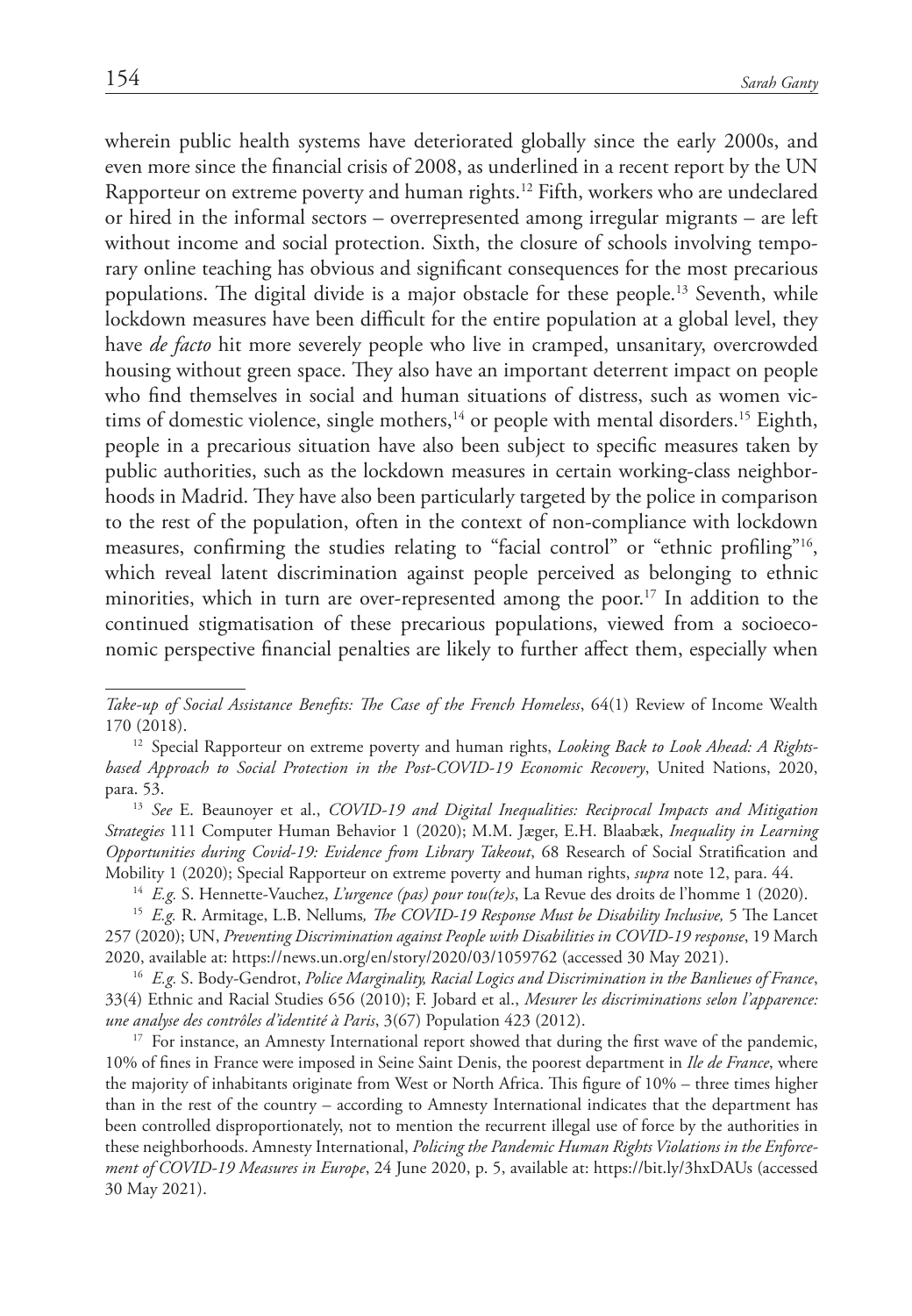wherein public health systems have deteriorated globally since the early 2000s, and even more since the financial crisis of 2008, as underlined in a recent report by the UN Rapporteur on extreme poverty and human rights.[12] Fifth, workers who are undeclared or hired in the informal sectors – overrepresented among irregular migrants – are left without income and social protection. Sixth, the closure of schools involving temporary online teaching has obvious and significant consequences for the most precarious populations. The digital divide is a major obstacle for these people.[13] Seventh, while lockdown measures have been difficult for the entire population at a global level, they have *de facto* hit more severely people who live in cramped, unsanitary, overcrowded housing without green space. They also have an important deterrent impact on people who find themselves in social and human situations of distress, such as women victims of domestic violence, single mothers,[14] or people with mental disorders.[15] Eighth, people in a precarious situation have also been subject to specific measures taken by public authorities, such as the lockdown measures in certain working-class neighborhoods in Madrid. They have also been particularly targeted by the police in comparison to the rest of the population, often in the context of non-compliance with lockdown measures, confirming the studies relating to "facial control" or "ethnic profiling"[16], which reveal latent discrimination against people perceived as belonging to ethnic minorities, which in turn are over-represented among the poor.[17] In addition to the continued stigmatisation of these precarious populations, viewed from a socioeconomic perspective financial penalties are likely to further affect them, especially when

---

*Take-up of Social Assistance Benefits: The Case of the French Homeless*, 64(1) Review of Income Wealth 170 (2018).

[12] Special Rapporteur on extreme poverty and human rights, *Looking Back to Look Ahead: A Rights-based Approach to Social Protection in the Post-COVID-19 Economic Recovery*, United Nations, 2020, para. 53.

[13] *See* E. Beaunoyer et al., *COVID-19 and Digital Inequalities: Reciprocal Impacts and Mitigation Strategies* 111 Computer Human Behavior 1 (2020); M.M. Jæger, E.H. Blaabæk, *Inequality in Learning Opportunities during Covid-19: Evidence from Library Takeout*, 68 Research of Social Stratification and Mobility 1 (2020); Special Rapporteur on extreme poverty and human rights, *supra* note 12, para. 44.

[14] *E.g.* S. Hennette-Vauchez, *L'urgence (pas) pour tou(te)s*, La Revue des droits de l'homme 1 (2020).

[15] *E.g.* R. Armitage, L.B. Nellums*, The COVID-19 Response Must be Disability Inclusive,* 5 The Lancet 257 (2020); UN, *Preventing Discrimination against People with Disabilities in COVID-19 response*, 19 March 2020, available at: https://news.un.org/en/story/2020/03/1059762 (accessed 30 May 2021).

[16] *E.g.* S. Body-Gendrot, *Police Marginality, Racial Logics and Discrimination in the Banlieues of France*, 33(4) Ethnic and Racial Studies 656 (2010); F. Jobard et al., *Mesurer les discriminations selon l'apparence: une analyse des contrôles d'identité à Paris*, 3(67) Population 423 (2012).

[17] For instance, an Amnesty International report showed that during the first wave of the pandemic, 10% of fines in France were imposed in Seine Saint Denis, the poorest department in *Ile de France*, where the majority of inhabitants originate from West or North Africa. This figure of 10% – three times higher than in the rest of the country – according to Amnesty International indicates that the department has been controlled disproportionately, not to mention the recurrent illegal use of force by the authorities in these neighborhoods. Amnesty International, *Policing the Pandemic Human Rights Violations in the Enforcement of COVID-19 Measures in Europe*, 24 June 2020, p. 5, available at: https://bit.ly/3hxDAUs (accessed 30 May 2021).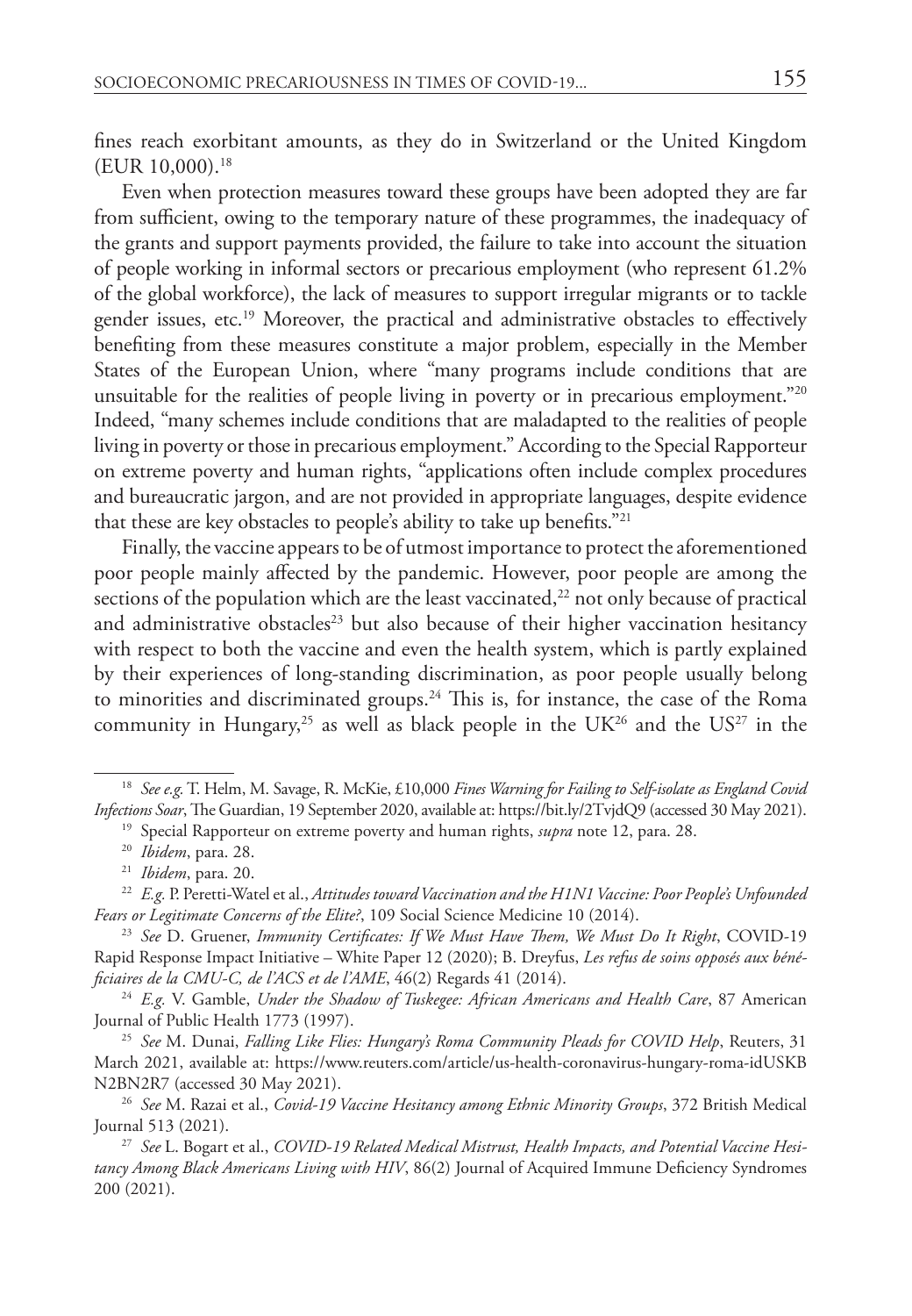fines reach exorbitant amounts, as they do in Switzerland or the United Kingdom (EUR 10,000).[18]

Even when protection measures toward these groups have been adopted they are far from sufficient, owing to the temporary nature of these programmes, the inadequacy of the grants and support payments provided, the failure to take into account the situation of people working in informal sectors or precarious employment (who represent 61.2% of the global workforce), the lack of measures to support irregular migrants or to tackle gender issues, etc.[19] Moreover, the practical and administrative obstacles to effectively benefiting from these measures constitute a major problem, especially in the Member States of the European Union, where "many programs include conditions that are unsuitable for the realities of people living in poverty or in precarious employment."[20] Indeed, "many schemes include conditions that are maladapted to the realities of people living in poverty or those in precarious employment." According to the Special Rapporteur on extreme poverty and human rights, "applications often include complex procedures and bureaucratic jargon, and are not provided in appropriate languages, despite evidence that these are key obstacles to people's ability to take up benefits."[21]

Finally, the vaccine appears to be of utmost importance to protect the aforementioned poor people mainly affected by the pandemic. However, poor people are among the sections of the population which are the least vaccinated,[22] not only because of practical and administrative obstacles[23] but also because of their higher vaccination hesitancy with respect to both the vaccine and even the health system, which is partly explained by their experiences of long-standing discrimination, as poor people usually belong to minorities and discriminated groups.[24] This is, for instance, the case of the Roma community in Hungary,[25] as well as black people in the UK[26] and the US[27] in the

---

[18] *See e.g.* T. Helm, M. Savage, R. McKie, £10,000 *Fines Warning for Failing to Self-isolate as England Covid Infections Soar*, The Guardian, 19 September 2020, available at: https://bit.ly/2TvjdQ9 (accessed 30 May 2021).

[19] Special Rapporteur on extreme poverty and human rights, *supra* note 12, para. 28.

[20] *Ibidem*, para. 28.

[21] *Ibidem*, para. 20.

[22] *E.g.* P. Peretti-Watel et al., *Attitudes toward Vaccination and the H1N1 Vaccine: Poor People's Unfounded Fears or Legitimate Concerns of the Elite?*, 109 Social Science Medicine 10 (2014).

[23] *See* D. Gruener, *Immunity Certificates: If We Must Have Them, We Must Do It Right*, COVID-19 Rapid Response Impact Initiative – White Paper 12 (2020); B. Dreyfus, *Les refus de soins opposés aux bénéficiaires de la CMU-C, de l'ACS et de l'AME*, 46(2) Regards 41 (2014).

[24] *E.g.* V. Gamble, *Under the Shadow of Tuskegee: African Americans and Health Care*, 87 American Journal of Public Health 1773 (1997).

[25] *See* M. Dunai, *Falling Like Flies: Hungary's Roma Community Pleads for COVID Help*, Reuters, 31 March 2021, available at: https://www.reuters.com/article/us-health-coronavirus-hungary-roma-idUSKBN2BN2R7 (accessed 30 May 2021).

[26] *See* M. Razai et al., *Covid-19 Vaccine Hesitancy among Ethnic Minority Groups*, 372 British Medical Journal 513 (2021).

[27] *See* L. Bogart et al., *COVID-19 Related Medical Mistrust, Health Impacts, and Potential Vaccine Hesitancy Among Black Americans Living with HIV*, 86(2) Journal of Acquired Immune Deficiency Syndromes 200 (2021).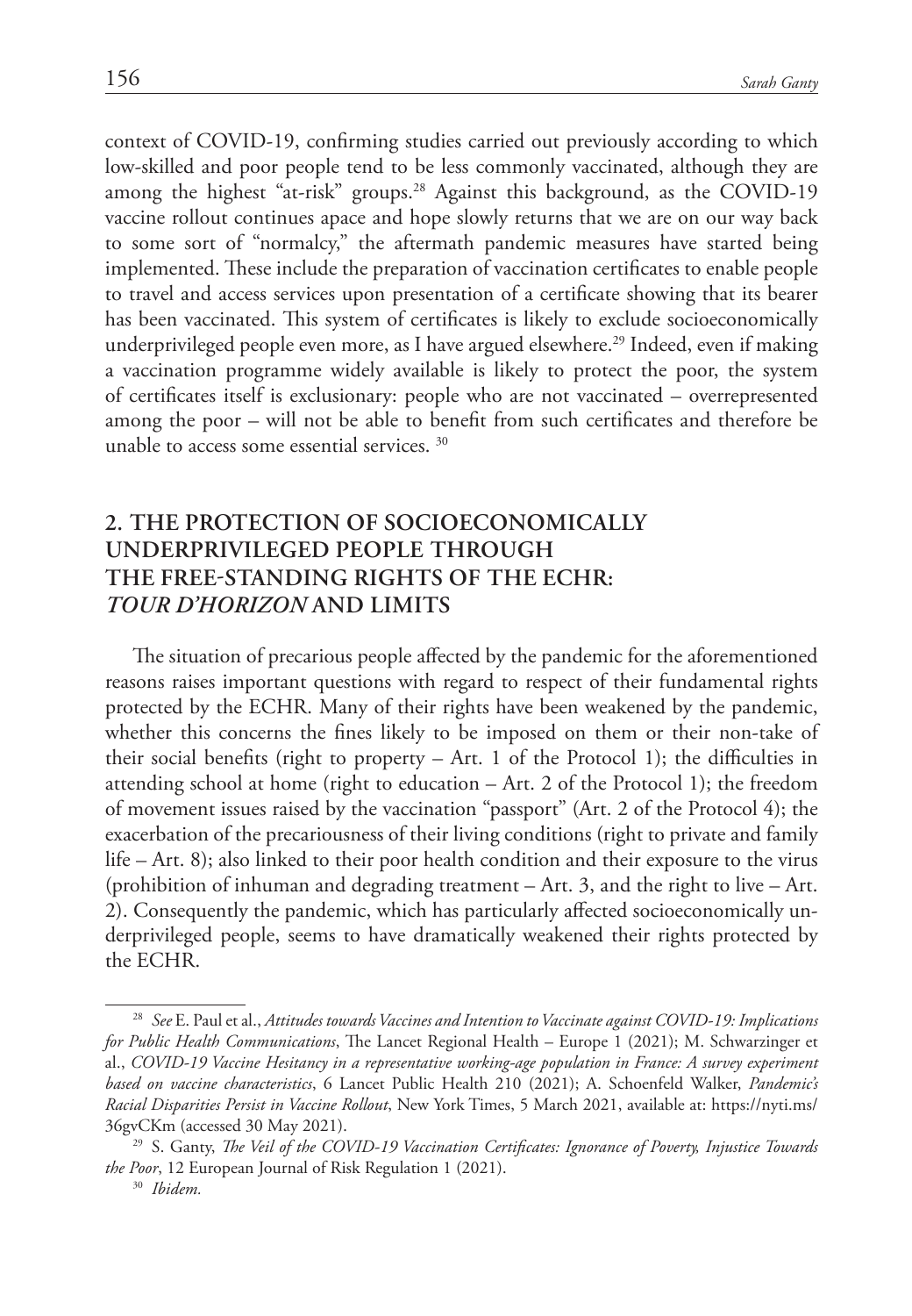context of COVID-19, confirming studies carried out previously according to which low-skilled and poor people tend to be less commonly vaccinated, although they are among the highest "at-risk" groups.[28] Against this background, as the COVID-19 vaccine rollout continues apace and hope slowly returns that we are on our way back to some sort of "normalcy," the aftermath pandemic measures have started being implemented. These include the preparation of vaccination certificates to enable people to travel and access services upon presentation of a certificate showing that its bearer has been vaccinated. This system of certificates is likely to exclude socioeconomically underprivileged people even more, as I have argued elsewhere.[29] Indeed, even if making a vaccination programme widely available is likely to protect the poor, the system of certificates itself is exclusionary: people who are not vaccinated – overrepresented among the poor – will not be able to benefit from such certificates and therefore be unable to access some essential services. [30]

## 2. THE PROTECTION OF SOCIOECONOMICALLY UNDERPRIVILEGED PEOPLE THROUGH THE FREE-STANDING RIGHTS OF THE ECHR: *TOUR D'HORIZON* AND LIMITS

The situation of precarious people affected by the pandemic for the aforementioned reasons raises important questions with regard to respect of their fundamental rights protected by the ECHR. Many of their rights have been weakened by the pandemic, whether this concerns the fines likely to be imposed on them or their non-take of their social benefits (right to property – Art. 1 of the Protocol 1); the difficulties in attending school at home (right to education – Art. 2 of the Protocol 1); the freedom of movement issues raised by the vaccination "passport" (Art. 2 of the Protocol 4); the exacerbation of the precariousness of their living conditions (right to private and family life – Art. 8); also linked to their poor health condition and their exposure to the virus (prohibition of inhuman and degrading treatment – Art. 3, and the right to live – Art. 2). Consequently the pandemic, which has particularly affected socioeconomically underprivileged people, seems to have dramatically weakened their rights protected by the ECHR.

---

[28] *See* E. Paul et al., *Attitudes towards Vaccines and Intention to Vaccinate against COVID-19: Implications for Public Health Communications*, The Lancet Regional Health – Europe 1 (2021); M. Schwarzinger et al., *COVID-19 Vaccine Hesitancy in a representative working-age population in France: A survey experiment based on vaccine characteristics*, 6 Lancet Public Health 210 (2021); A. Schoenfeld Walker, *Pandemic's Racial Disparities Persist in Vaccine Rollout*, New York Times, 5 March 2021, available at: https://nyti.ms/36gvCKm (accessed 30 May 2021).

[29] S. Ganty, *The Veil of the COVID-19 Vaccination Certificates: Ignorance of Poverty, Injustice Towards the Poor*, 12 European Journal of Risk Regulation 1 (2021).

[30] *Ibidem.*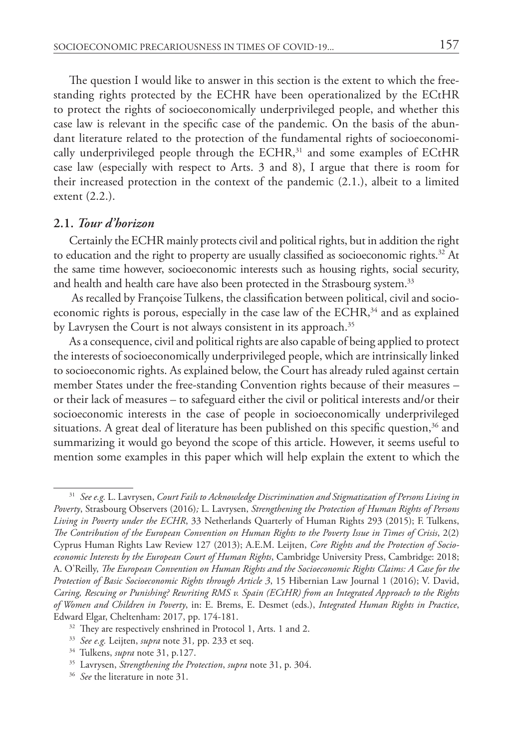The question I would like to answer in this section is the extent to which the free-standing rights protected by the ECHR have been operationalized by the ECtHR to protect the rights of socioeconomically underprivileged people, and whether this case law is relevant in the specific case of the pandemic. On the basis of the abundant literature related to the protection of the fundamental rights of socioeconomically underprivileged people through the ECHR,[31] and some examples of ECtHR case law (especially with respect to Arts. 3 and 8), I argue that there is room for their increased protection in the context of the pandemic (2.1.), albeit to a limited extent (2.2.).

## 2.1. *Tour d'horizon*

Certainly the ECHR mainly protects civil and political rights, but in addition the right to education and the right to property are usually classified as socioeconomic rights.[32] At the same time however, socioeconomic interests such as housing rights, social security, and health and health care have also been protected in the Strasbourg system.[33]

As recalled by Françoise Tulkens, the classification between political, civil and socioeconomic rights is porous, especially in the case law of the ECHR,[34] and as explained by Lavrysen the Court is not always consistent in its approach.[35]

As a consequence, civil and political rights are also capable of being applied to protect the interests of socioeconomically underprivileged people, which are intrinsically linked to socioeconomic rights. As explained below, the Court has already ruled against certain member States under the free-standing Convention rights because of their measures – or their lack of measures – to safeguard either the civil or political interests and/or their socioeconomic interests in the case of people in socioeconomically underprivileged situations. A great deal of literature has been published on this specific question,[36] and summarizing it would go beyond the scope of this article. However, it seems useful to mention some examples in this paper which will help explain the extent to which the

---

[31] *See e.g.* L. Lavrysen, *Court Fails to Acknowledge Discrimination and Stigmatization of Persons Living in Poverty*, Strasbourg Observers (2016)*;* L. Lavrysen, *Strengthening the Protection of Human Rights of Persons Living in Poverty under the ECHR*, 33 Netherlands Quarterly of Human Rights 293 (2015); F. Tulkens, *The Contribution of the European Convention on Human Rights to the Poverty Issue in Times of Crisis*, 2(2) Cyprus Human Rights Law Review 127 (2013); A.E.M. Leijten, *Core Rights and the Protection of Socio-economic Interests by the European Court of Human Rights*, Cambridge University Press, Cambridge: 2018; A. O'Reilly, *The European Convention on Human Rights and the Socioeconomic Rights Claims: A Case for the Protection of Basic Socioeconomic Rights through Article 3*, 15 Hibernian Law Journal 1 (2016); V. David, *Caring, Rescuing or Punishing? Rewriting RMS v. Spain (ECtHR) from an Integrated Approach to the Rights of Women and Children in Poverty*, in: E. Brems, E. Desmet (eds.), *Integrated Human Rights in Practice*, Edward Elgar, Cheltenham: 2017, pp. 174-181.

[32] They are respectively enshrined in Protocol 1, Arts. 1 and 2.

[33] *See e.g.* Leijten, *supra* note 31*,* pp. 233 et seq.

[34] Tulkens, *supra* note 31, p.127.

[35] Lavrysen, *Strengthening the Protection*, *supra* note 31, p. 304.

[36] *See* the literature in note 31.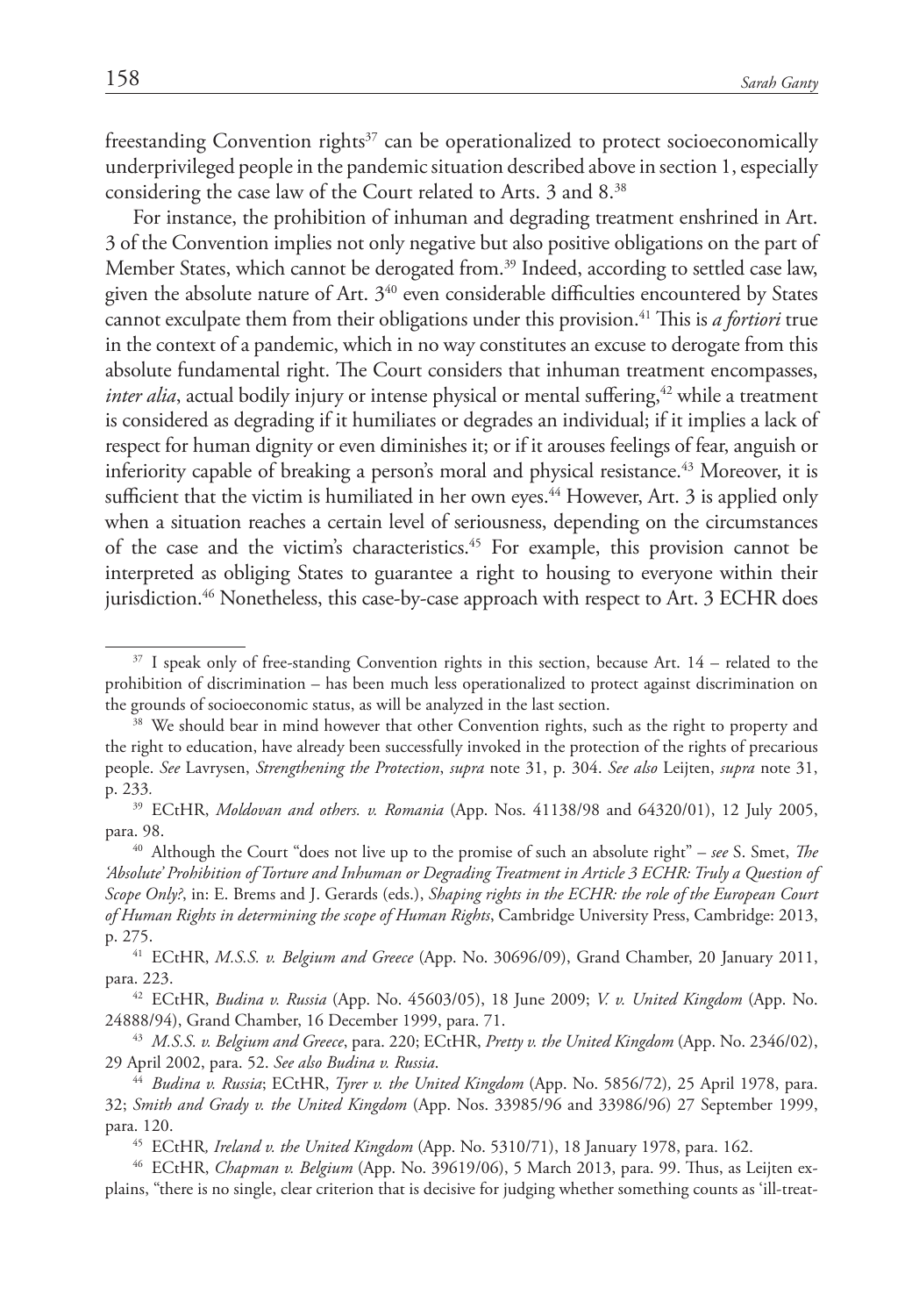freestanding Convention rights[37] can be operationalized to protect socioeconomically underprivileged people in the pandemic situation described above in section 1, especially considering the case law of the Court related to Arts. 3 and 8.[38]

For instance, the prohibition of inhuman and degrading treatment enshrined in Art. 3 of the Convention implies not only negative but also positive obligations on the part of Member States, which cannot be derogated from.[39] Indeed, according to settled case law, given the absolute nature of Art. 3[40] even considerable difficulties encountered by States cannot exculpate them from their obligations under this provision.[41] This is *a fortiori* true in the context of a pandemic, which in no way constitutes an excuse to derogate from this absolute fundamental right. The Court considers that inhuman treatment encompasses, *inter alia*, actual bodily injury or intense physical or mental suffering,[42] while a treatment is considered as degrading if it humiliates or degrades an individual; if it implies a lack of respect for human dignity or even diminishes it; or if it arouses feelings of fear, anguish or inferiority capable of breaking a person's moral and physical resistance.[43] Moreover, it is sufficient that the victim is humiliated in her own eyes.[44] However, Art. 3 is applied only when a situation reaches a certain level of seriousness, depending on the circumstances of the case and the victim's characteristics.[45] For example, this provision cannot be interpreted as obliging States to guarantee a right to housing to everyone within their jurisdiction.[46] Nonetheless, this case-by-case approach with respect to Art. 3 ECHR does

---

[37] I speak only of free-standing Convention rights in this section, because Art. 14 – related to the prohibition of discrimination – has been much less operationalized to protect against discrimination on the grounds of socioeconomic status, as will be analyzed in the last section.

[38] We should bear in mind however that other Convention rights, such as the right to property and the right to education, have already been successfully invoked in the protection of the rights of precarious people. *See* Lavrysen, *Strengthening the Protection*, *supra* note 31, p. 304. *See also* Leijten, *supra* note 31, p. 233.

[39] ECtHR, *Moldovan and others. v. Romania* (App. Nos. 41138/98 and 64320/01), 12 July 2005, para. 98.

[40] Although the Court "does not live up to the promise of such an absolute right" – *see* S. Smet, *The 'Absolute' Prohibition of Torture and Inhuman or Degrading Treatment in Article 3 ECHR: Truly a Question of Scope Only?*, in: E. Brems and J. Gerards (eds.), *Shaping rights in the ECHR: the role of the European Court of Human Rights in determining the scope of Human Rights*, Cambridge University Press, Cambridge: 2013, p. 275.

[41] ECtHR, *M.S.S. v. Belgium and Greece* (App. No. 30696/09), Grand Chamber, 20 January 2011, para. 223.

[42] ECtHR, *Budina v. Russia* (App. No. 45603/05), 18 June 2009; *V. v. United Kingdom* (App. No. 24888/94), Grand Chamber, 16 December 1999, para. 71.

[43] *M.S.S. v. Belgium and Greece*, para. 220; ECtHR, *Pretty v. the United Kingdom* (App. No. 2346/02), 29 April 2002, para. 52. *See also Budina v. Russia*.

[44] *Budina v. Russia*; ECtHR, *Tyrer v. the United Kingdom* (App. No. 5856/72), 25 April 1978, para. 32; *Smith and Grady v. the United Kingdom* (App. Nos. 33985/96 and 33986/96) 27 September 1999, para. 120.

[45] ECtHR, *Ireland v. the United Kingdom* (App. No. 5310/71), 18 January 1978, para. 162.

[46] ECtHR, *Chapman v. Belgium* (App. No. 39619/06), 5 March 2013, para. 99. Thus, as Leijten explains, "there is no single, clear criterion that is decisive for judging whether something counts as 'ill-treat-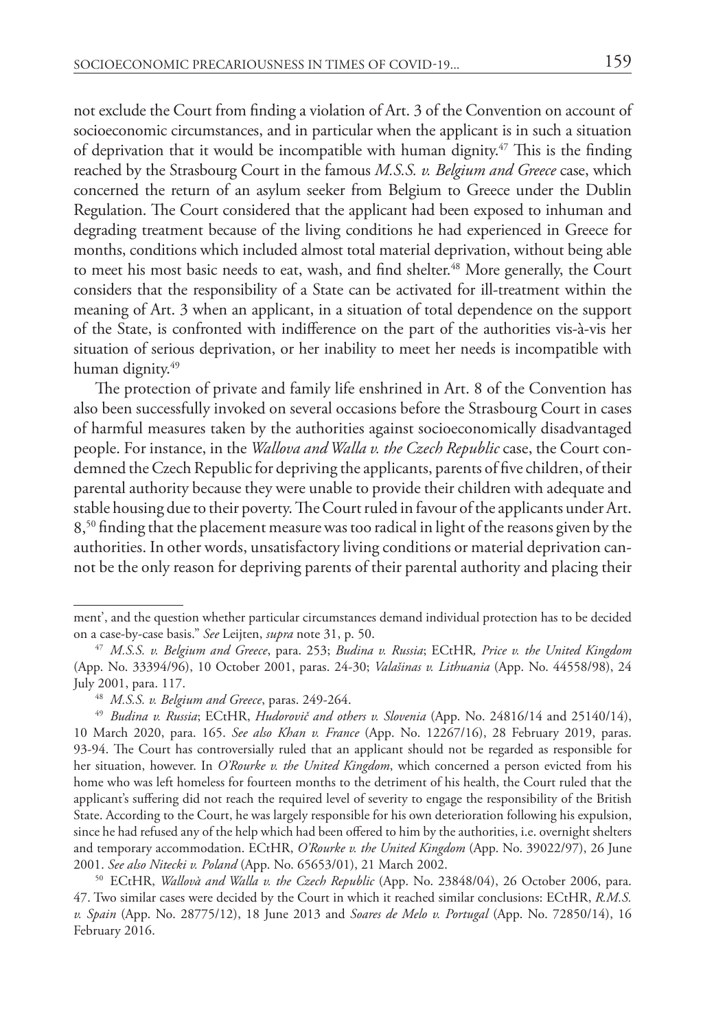not exclude the Court from finding a violation of Art. 3 of the Convention on account of socioeconomic circumstances, and in particular when the applicant is in such a situation of deprivation that it would be incompatible with human dignity.[47] This is the finding reached by the Strasbourg Court in the famous *M.S.S. v. Belgium and Greece* case, which concerned the return of an asylum seeker from Belgium to Greece under the Dublin Regulation. The Court considered that the applicant had been exposed to inhuman and degrading treatment because of the living conditions he had experienced in Greece for months, conditions which included almost total material deprivation, without being able to meet his most basic needs to eat, wash, and find shelter.[48] More generally, the Court considers that the responsibility of a State can be activated for ill-treatment within the meaning of Art. 3 when an applicant, in a situation of total dependence on the support of the State, is confronted with indifference on the part of the authorities vis-à-vis her situation of serious deprivation, or her inability to meet her needs is incompatible with human dignity.[49]

The protection of private and family life enshrined in Art. 8 of the Convention has also been successfully invoked on several occasions before the Strasbourg Court in cases of harmful measures taken by the authorities against socioeconomically disadvantaged people. For instance, in the *Wallova and Walla v. the Czech Republic* case, the Court condemned the Czech Republic for depriving the applicants, parents of five children, of their parental authority because they were unable to provide their children with adequate and stable housing due to their poverty. The Court ruled in favour of the applicants under Art. 8,[50] finding that the placement measure was too radical in light of the reasons given by the authorities. In other words, unsatisfactory living conditions or material deprivation cannot be the only reason for depriving parents of their parental authority and placing their

---

ment', and the question whether particular circumstances demand individual protection has to be decided on a case-by-case basis." *See* Leijten, *supra* note 31, p. 50.

[47] *M.S.S. v. Belgium and Greece*, para. 253; *Budina v. Russia*; ECtHR, *Price v. the United Kingdom* (App. No. 33394/96), 10 October 2001, paras. 24-30; *Valašinas v. Lithuania* (App. No. 44558/98), 24 July 2001, para. 117.

[48] *M.S.S. v. Belgium and Greece*, paras. 249-264.

[49] *Budina v. Russia*; ECtHR, *Hudorovič and others v. Slovenia* (App. No. 24816/14 and 25140/14), 10 March 2020, para. 165. *See also Khan v. France* (App. No. 12267/16), 28 February 2019, paras. 93-94. The Court has controversially ruled that an applicant should not be regarded as responsible for her situation, however. In *O'Rourke v. the United Kingdom*, which concerned a person evicted from his home who was left homeless for fourteen months to the detriment of his health, the Court ruled that the applicant's suffering did not reach the required level of severity to engage the responsibility of the British State. According to the Court, he was largely responsible for his own deterioration following his expulsion, since he had refused any of the help which had been offered to him by the authorities, i.e. overnight shelters and temporary accommodation. ECtHR, *O'Rourke v. the United Kingdom* (App. No. 39022/97), 26 June 2001. *See also Nitecki v. Poland* (App. No. 65653/01), 21 March 2002.

[50] ECtHR, *Wallovà and Walla v. the Czech Republic* (App. No. 23848/04), 26 October 2006, para. 47. Two similar cases were decided by the Court in which it reached similar conclusions: ECtHR, *R.M.S. v. Spain* (App. No. 28775/12), 18 June 2013 and *Soares de Melo v. Portugal* (App. No. 72850/14), 16 February 2016.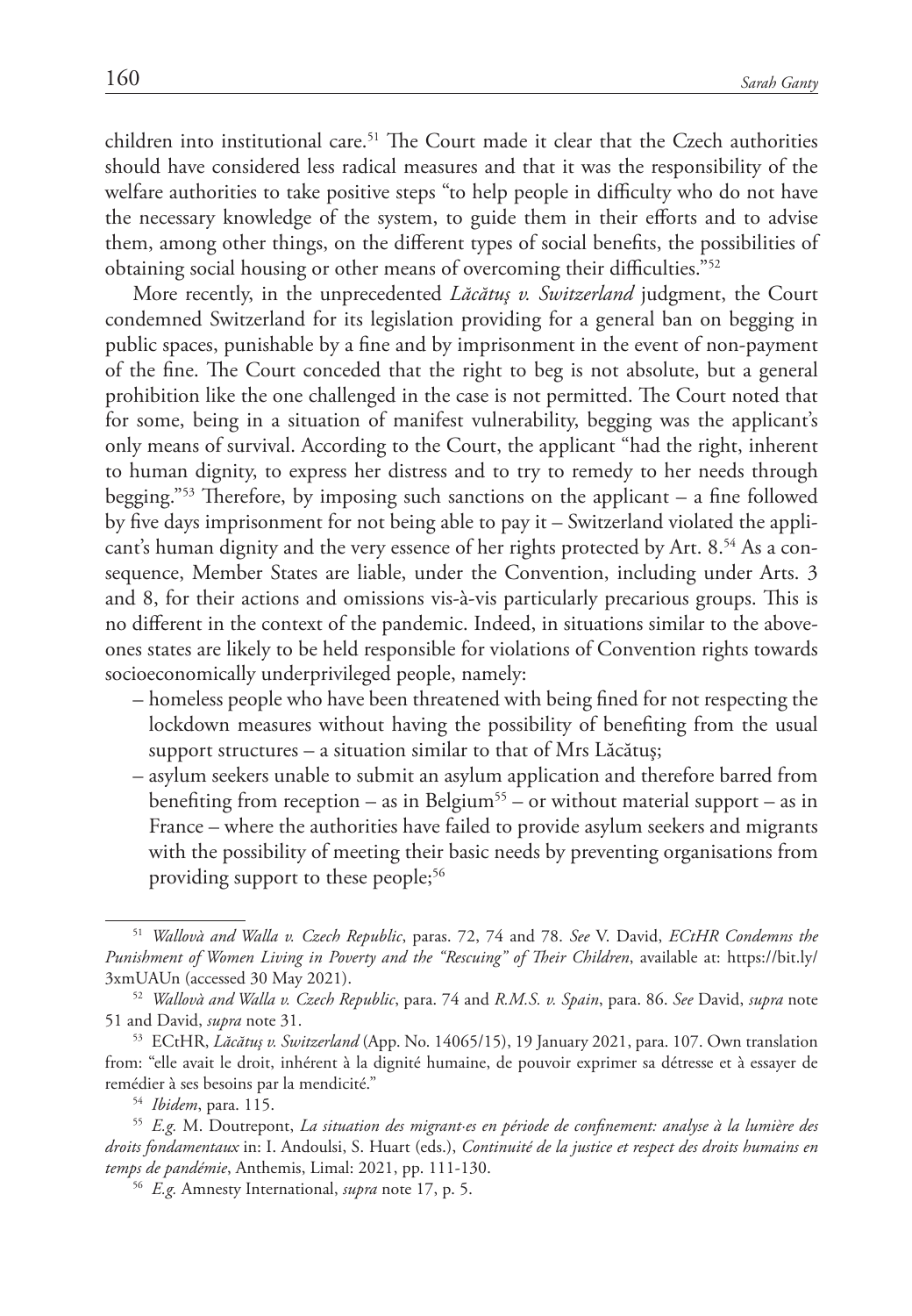children into institutional care.[51] The Court made it clear that the Czech authorities should have considered less radical measures and that it was the responsibility of the welfare authorities to take positive steps "to help people in difficulty who do not have the necessary knowledge of the system, to guide them in their efforts and to advise them, among other things, on the different types of social benefits, the possibilities of obtaining social housing or other means of overcoming their difficulties."[52]

More recently, in the unprecedented *Lăcătuş v. Switzerland* judgment, the Court condemned Switzerland for its legislation providing for a general ban on begging in public spaces, punishable by a fine and by imprisonment in the event of non-payment of the fine. The Court conceded that the right to beg is not absolute, but a general prohibition like the one challenged in the case is not permitted. The Court noted that for some, being in a situation of manifest vulnerability, begging was the applicant's only means of survival. According to the Court, the applicant "had the right, inherent to human dignity, to express her distress and to try to remedy to her needs through begging."[53] Therefore, by imposing such sanctions on the applicant – a fine followed by five days imprisonment for not being able to pay it – Switzerland violated the applicant's human dignity and the very essence of her rights protected by Art. 8.[54] As a consequence, Member States are liable, under the Convention, including under Arts. 3 and 8, for their actions and omissions vis-à-vis particularly precarious groups. This is no different in the context of the pandemic. Indeed, in situations similar to the above-ones states are likely to be held responsible for violations of Convention rights towards socioeconomically underprivileged people, namely:

- homeless people who have been threatened with being fined for not respecting the lockdown measures without having the possibility of benefiting from the usual support structures – a situation similar to that of Mrs Lăcătuş;
- asylum seekers unable to submit an asylum application and therefore barred from benefiting from reception – as in Belgium[55] – or without material support – as in France – where the authorities have failed to provide asylum seekers and migrants with the possibility of meeting their basic needs by preventing organisations from providing support to these people;[56]

---

[51] *Wallovà and Walla v. Czech Republic*, paras. 72, 74 and 78. *See* V. David, *ECtHR Condemns the Punishment of Women Living in Poverty and the "Rescuing" of Their Children*, available at: https://bit.ly/3xmUAUn (accessed 30 May 2021).

[52] *Wallovà and Walla v. Czech Republic*, para. 74 and *R.M.S. v. Spain*, para. 86. *See* David, *supra* note 51 and David, *supra* note 31.

[53] ECtHR, *Lăcătuş v. Switzerland* (App. No. 14065/15), 19 January 2021, para. 107. Own translation from: "elle avait le droit, inhérent à la dignité humaine, de pouvoir exprimer sa détresse et à essayer de remédier à ses besoins par la mendicité."

[54] *Ibidem*, para. 115.

[55] *E.g.* M. Doutrepont, *La situation des migrant·es en période de confinement: analyse à la lumière des droits fondamentaux* in: I. Andoulsi, S. Huart (eds.), *Continuité de la justice et respect des droits humains en temps de pandémie*, Anthemis, Limal: 2021, pp. 111-130.

[56] *E.g.* Amnesty International, *supra* note 17, p. 5.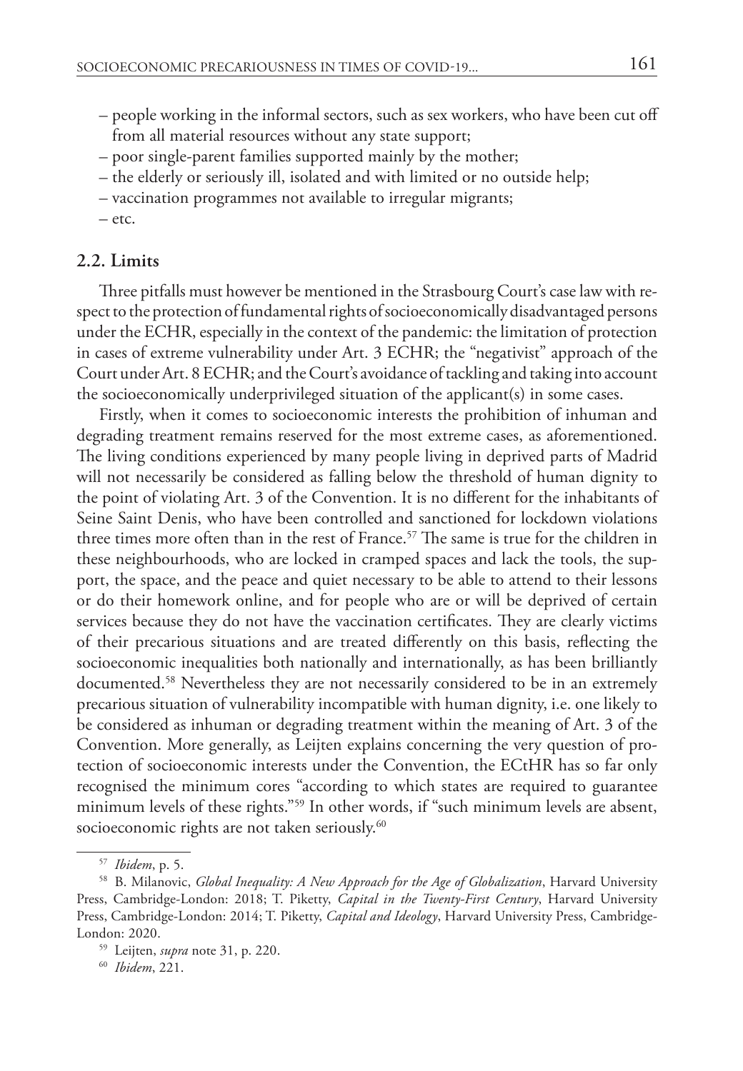– people working in the informal sectors, such as sex workers, who have been cut off from all material resources without any state support;
– poor single-parent families supported mainly by the mother;
– the elderly or seriously ill, isolated and with limited or no outside help;
– vaccination programmes not available to irregular migrants;
– etc.

## 2.2. Limits

Three pitfalls must however be mentioned in the Strasbourg Court's case law with respect to the protection of fundamental rights of socioeconomically disadvantaged persons under the ECHR, especially in the context of the pandemic: the limitation of protection in cases of extreme vulnerability under Art. 3 ECHR; the "negativist" approach of the Court under Art. 8 ECHR; and the Court's avoidance of tackling and taking into account the socioeconomically underprivileged situation of the applicant(s) in some cases.

Firstly, when it comes to socioeconomic interests the prohibition of inhuman and degrading treatment remains reserved for the most extreme cases, as aforementioned. The living conditions experienced by many people living in deprived parts of Madrid will not necessarily be considered as falling below the threshold of human dignity to the point of violating Art. 3 of the Convention. It is no different for the inhabitants of Seine Saint Denis, who have been controlled and sanctioned for lockdown violations three times more often than in the rest of France.[57] The same is true for the children in these neighbourhoods, who are locked in cramped spaces and lack the tools, the support, the space, and the peace and quiet necessary to be able to attend to their lessons or do their homework online, and for people who are or will be deprived of certain services because they do not have the vaccination certificates. They are clearly victims of their precarious situations and are treated differently on this basis, reflecting the socioeconomic inequalities both nationally and internationally, as has been brilliantly documented.[58] Nevertheless they are not necessarily considered to be in an extremely precarious situation of vulnerability incompatible with human dignity, i.e. one likely to be considered as inhuman or degrading treatment within the meaning of Art. 3 of the Convention. More generally, as Leijten explains concerning the very question of protection of socioeconomic interests under the Convention, the ECtHR has so far only recognised the minimum cores "according to which states are required to guarantee minimum levels of these rights."[59] In other words, if "such minimum levels are absent, socioeconomic rights are not taken seriously.[60]

---

[57] *Ibidem*, p. 5.

[58] B. Milanovic, *Global Inequality: A New Approach for the Age of Globalization*, Harvard University Press, Cambridge-London: 2018; T. Piketty, *Capital in the Twenty-First Century*, Harvard University Press, Cambridge-London: 2014; T. Piketty, *Capital and Ideology*, Harvard University Press, Cambridge-London: 2020.

[59] Leijten, *supra* note 31, p. 220.

[60] *Ibidem*, 221.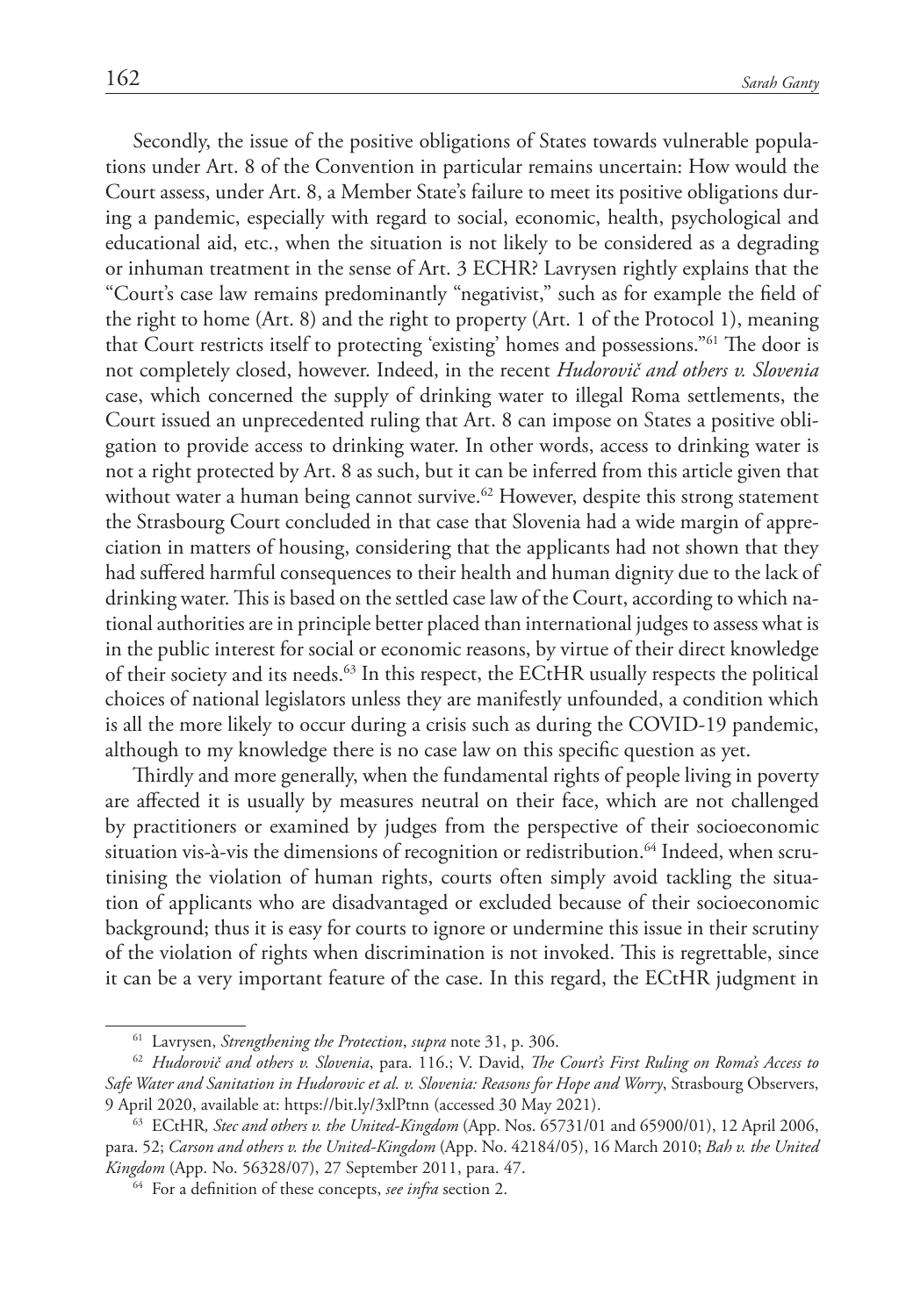Secondly, the issue of the positive obligations of States towards vulnerable populations under Art. 8 of the Convention in particular remains uncertain: How would the Court assess, under Art. 8, a Member State's failure to meet its positive obligations during a pandemic, especially with regard to social, economic, health, psychological and educational aid, etc., when the situation is not likely to be considered as a degrading or inhuman treatment in the sense of Art. 3 ECHR? Lavrysen rightly explains that the "Court's case law remains predominantly "negativist," such as for example the field of the right to home (Art. 8) and the right to property (Art. 1 of the Protocol 1), meaning that Court restricts itself to protecting 'existing' homes and possessions."[61] The door is not completely closed, however. Indeed, in the recent *Hudorovič and others v. Slovenia* case, which concerned the supply of drinking water to illegal Roma settlements, the Court issued an unprecedented ruling that Art. 8 can impose on States a positive obligation to provide access to drinking water. In other words, access to drinking water is not a right protected by Art. 8 as such, but it can be inferred from this article given that without water a human being cannot survive.[62] However, despite this strong statement the Strasbourg Court concluded in that case that Slovenia had a wide margin of appreciation in matters of housing, considering that the applicants had not shown that they had suffered harmful consequences to their health and human dignity due to the lack of drinking water. This is based on the settled case law of the Court, according to which national authorities are in principle better placed than international judges to assess what is in the public interest for social or economic reasons, by virtue of their direct knowledge of their society and its needs.[63] In this respect, the ECtHR usually respects the political choices of national legislators unless they are manifestly unfounded, a condition which is all the more likely to occur during a crisis such as during the COVID-19 pandemic, although to my knowledge there is no case law on this specific question as yet.

Thirdly and more generally, when the fundamental rights of people living in poverty are affected it is usually by measures neutral on their face, which are not challenged by practitioners or examined by judges from the perspective of their socioeconomic situation vis-à-vis the dimensions of recognition or redistribution.[64] Indeed, when scrutinising the violation of human rights, courts often simply avoid tackling the situation of applicants who are disadvantaged or excluded because of their socioeconomic background; thus it is easy for courts to ignore or undermine this issue in their scrutiny of the violation of rights when discrimination is not invoked. This is regrettable, since it can be a very important feature of the case. In this regard, the ECtHR judgment in

---

[61] Lavrysen, *Strengthening the Protection*, *supra* note 31, p. 306.

[62] *Hudorovič and others v. Slovenia*, para. 116.; V. David, *The Court's First Ruling on Roma's Access to Safe Water and Sanitation in Hudorovic et al. v. Slovenia: Reasons for Hope and Worry*, Strasbourg Observers, 9 April 2020, available at: https://bit.ly/3xlPtnn (accessed 30 May 2021).

[63] ECtHR*, Stec and others v. the United-Kingdom* (App. Nos. 65731/01 and 65900/01), 12 April 2006, para. 52; *Carson and others v. the United-Kingdom* (App. No. 42184/05), 16 March 2010; *Bah v. the United Kingdom* (App. No. 56328/07), 27 September 2011, para. 47.

[64] For a definition of these concepts, *see infra* section 2.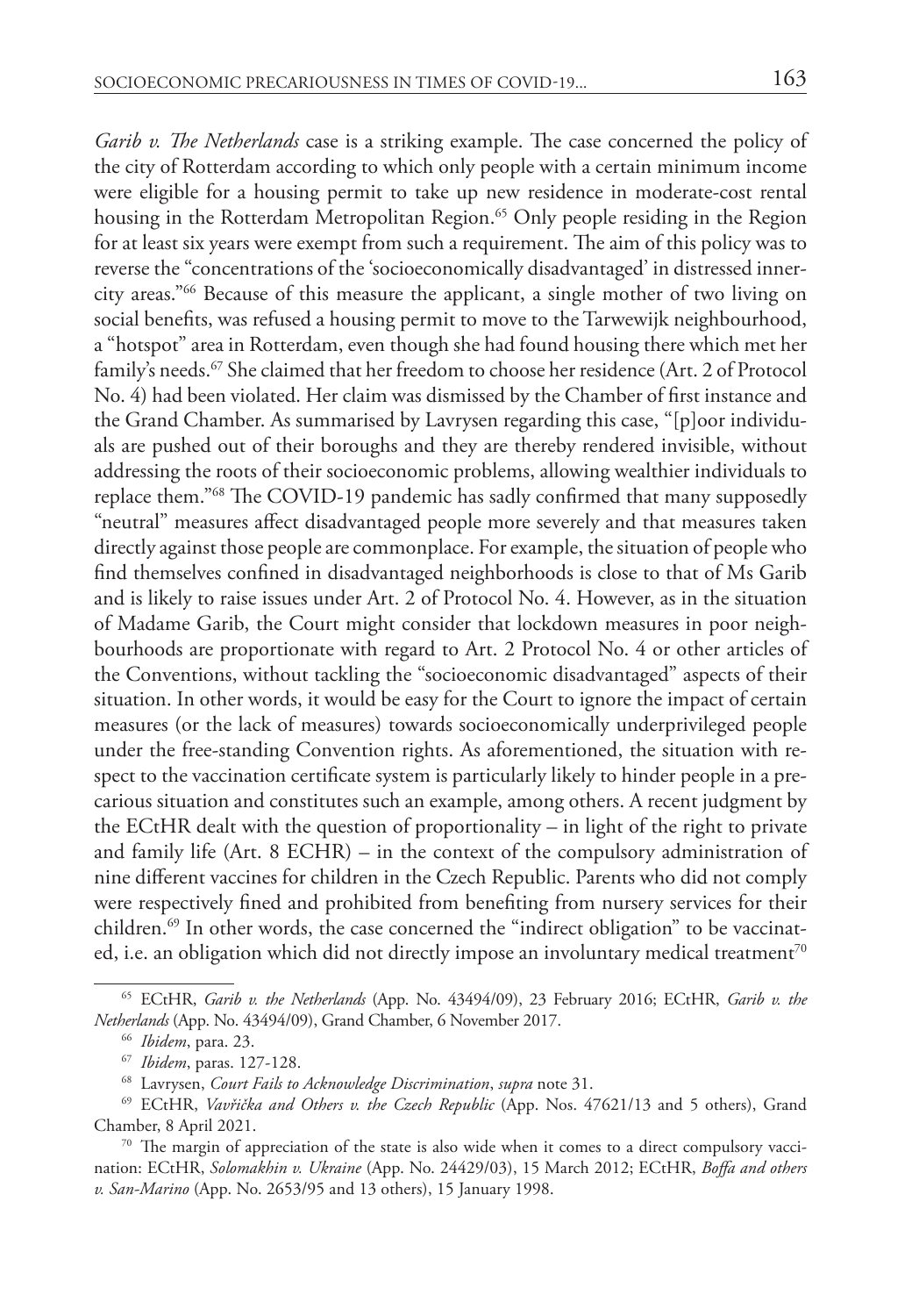*Garib v. The Netherlands* case is a striking example. The case concerned the policy of the city of Rotterdam according to which only people with a certain minimum income were eligible for a housing permit to take up new residence in moderate-cost rental housing in the Rotterdam Metropolitan Region.[65] Only people residing in the Region for at least six years were exempt from such a requirement. The aim of this policy was to reverse the "concentrations of the 'socioeconomically disadvantaged' in distressed inner-city areas."[66] Because of this measure the applicant, a single mother of two living on social benefits, was refused a housing permit to move to the Tarwewijk neighbourhood, a "hotspot" area in Rotterdam, even though she had found housing there which met her family's needs.[67] She claimed that her freedom to choose her residence (Art. 2 of Protocol No. 4) had been violated. Her claim was dismissed by the Chamber of first instance and the Grand Chamber. As summarised by Lavrysen regarding this case, "[p]oor individuals are pushed out of their boroughs and they are thereby rendered invisible, without addressing the roots of their socioeconomic problems, allowing wealthier individuals to replace them."[68] The COVID-19 pandemic has sadly confirmed that many supposedly "neutral" measures affect disadvantaged people more severely and that measures taken directly against those people are commonplace. For example, the situation of people who find themselves confined in disadvantaged neighborhoods is close to that of Ms Garib and is likely to raise issues under Art. 2 of Protocol No. 4. However, as in the situation of Madame Garib, the Court might consider that lockdown measures in poor neighbourhoods are proportionate with regard to Art. 2 Protocol No. 4 or other articles of the Conventions, without tackling the "socioeconomic disadvantaged" aspects of their situation. In other words, it would be easy for the Court to ignore the impact of certain measures (or the lack of measures) towards socioeconomically underprivileged people under the free-standing Convention rights. As aforementioned, the situation with respect to the vaccination certificate system is particularly likely to hinder people in a precarious situation and constitutes such an example, among others. A recent judgment by the ECtHR dealt with the question of proportionality – in light of the right to private and family life (Art. 8 ECHR) – in the context of the compulsory administration of nine different vaccines for children in the Czech Republic. Parents who did not comply were respectively fined and prohibited from benefiting from nursery services for their children.[69] In other words, the case concerned the "indirect obligation" to be vaccinated, i.e. an obligation which did not directly impose an involuntary medical treatment[70]

---

[65] ECtHR, *Garib v. the Netherlands* (App. No. 43494/09), 23 February 2016; ECtHR, *Garib v. the Netherlands* (App. No. 43494/09), Grand Chamber, 6 November 2017.

[66] *Ibidem*, para. 23.

[67] *Ibidem*, paras. 127-128.

[68] Lavrysen, *Court Fails to Acknowledge Discrimination*, *supra* note 31.

[69] ECtHR, *Vavřička and Others v. the Czech Republic* (App. Nos. 47621/13 and 5 others), Grand Chamber, 8 April 2021.

[70] The margin of appreciation of the state is also wide when it comes to a direct compulsory vaccination: ECtHR, *Solomakhin v. Ukraine* (App. No. 24429/03), 15 March 2012; ECtHR, *Boffa and others v. San-Marino* (App. No. 2653/95 and 13 others), 15 January 1998.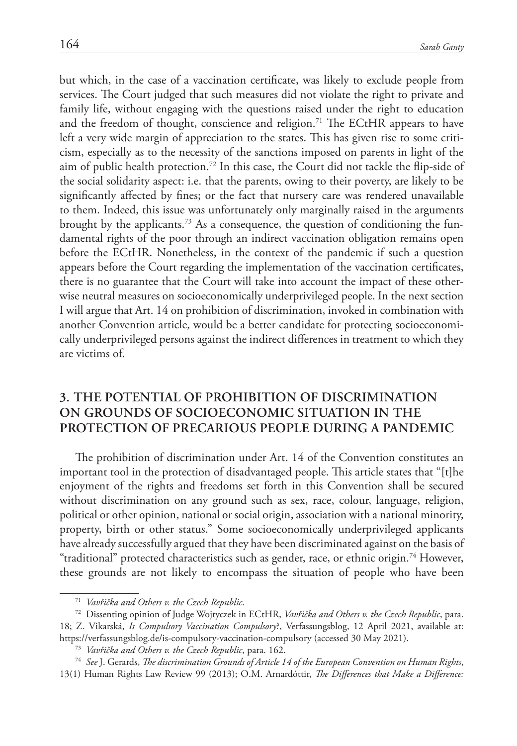but which, in the case of a vaccination certificate, was likely to exclude people from services. The Court judged that such measures did not violate the right to private and family life, without engaging with the questions raised under the right to education and the freedom of thought, conscience and religion.[71] The ECtHR appears to have left a very wide margin of appreciation to the states. This has given rise to some criticism, especially as to the necessity of the sanctions imposed on parents in light of the aim of public health protection.[72] In this case, the Court did not tackle the flip-side of the social solidarity aspect: i.e. that the parents, owing to their poverty, are likely to be significantly affected by fines; or the fact that nursery care was rendered unavailable to them. Indeed, this issue was unfortunately only marginally raised in the arguments brought by the applicants.[73] As a consequence, the question of conditioning the fundamental rights of the poor through an indirect vaccination obligation remains open before the ECtHR. Nonetheless, in the context of the pandemic if such a question appears before the Court regarding the implementation of the vaccination certificates, there is no guarantee that the Court will take into account the impact of these otherwise neutral measures on socioeconomically underprivileged people. In the next section I will argue that Art. 14 on prohibition of discrimination, invoked in combination with another Convention article, would be a better candidate for protecting socioeconomically underprivileged persons against the indirect differences in treatment to which they are victims of.

## 3. THE POTENTIAL OF PROHIBITION OF DISCRIMINATION ON GROUNDS OF SOCIOECONOMIC SITUATION IN THE PROTECTION OF PRECARIOUS PEOPLE DURING A PANDEMIC

The prohibition of discrimination under Art. 14 of the Convention constitutes an important tool in the protection of disadvantaged people. This article states that "[t]he enjoyment of the rights and freedoms set forth in this Convention shall be secured without discrimination on any ground such as sex, race, colour, language, religion, political or other opinion, national or social origin, association with a national minority, property, birth or other status." Some socioeconomically underprivileged applicants have already successfully argued that they have been discriminated against on the basis of "traditional" protected characteristics such as gender, race, or ethnic origin.[74] However, these grounds are not likely to encompass the situation of people who have been

---

[71] *Vavřička and Others v. the Czech Republic*.

[72] Dissenting opinion of Judge Wojtyczek in ECtHR, *Vavřička and Others v. the Czech Republic*, para. 18; Z. Vikarská, *Is Compulsory Vaccination Compulsory*?, Verfassungsblog, 12 April 2021, available at: https://verfassungsblog.de/is-compulsory-vaccination-compulsory (accessed 30 May 2021).

[73] *Vavřička and Others v. the Czech Republic*, para. 162.

[74] *See* J. Gerards, *The discrimination Grounds of Article 14 of the European Convention on Human Rights*, 13(1) Human Rights Law Review 99 (2013); O.M. Arnardóttir, *The Differences that Make a Difference:*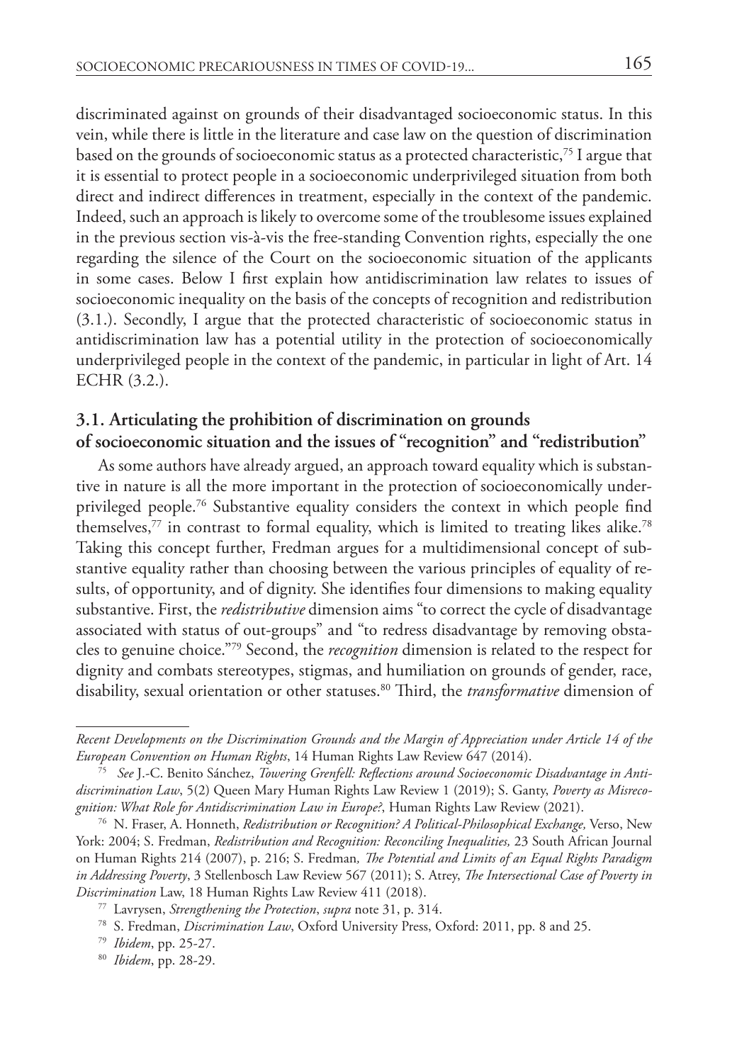discriminated against on grounds of their disadvantaged socioeconomic status. In this vein, while there is little in the literature and case law on the question of discrimination based on the grounds of socioeconomic status as a protected characteristic,[75] I argue that it is essential to protect people in a socioeconomic underprivileged situation from both direct and indirect differences in treatment, especially in the context of the pandemic. Indeed, such an approach is likely to overcome some of the troublesome issues explained in the previous section vis-à-vis the free-standing Convention rights, especially the one regarding the silence of the Court on the socioeconomic situation of the applicants in some cases. Below I first explain how antidiscrimination law relates to issues of socioeconomic inequality on the basis of the concepts of recognition and redistribution (3.1.). Secondly, I argue that the protected characteristic of socioeconomic status in antidiscrimination law has a potential utility in the protection of socioeconomically underprivileged people in the context of the pandemic, in particular in light of Art. 14 ECHR (3.2.).

### 3.1. Articulating the prohibition of discrimination on grounds of socioeconomic situation and the issues of "recognition" and "redistribution"

As some authors have already argued, an approach toward equality which is substantive in nature is all the more important in the protection of socioeconomically underprivileged people.[76] Substantive equality considers the context in which people find themselves,[77] in contrast to formal equality, which is limited to treating likes alike.[78] Taking this concept further, Fredman argues for a multidimensional concept of substantive equality rather than choosing between the various principles of equality of results, of opportunity, and of dignity. She identifies four dimensions to making equality substantive. First, the *redistributive* dimension aims "to correct the cycle of disadvantage associated with status of out-groups" and "to redress disadvantage by removing obstacles to genuine choice."[79] Second, the *recognition* dimension is related to the respect for dignity and combats stereotypes, stigmas, and humiliation on grounds of gender, race, disability, sexual orientation or other statuses.[80] Third, the *transformative* dimension of

---

*Recent Developments on the Discrimination Grounds and the Margin of Appreciation under Article 14 of the European Convention on Human Rights*, 14 Human Rights Law Review 647 (2014).

[75] *See* J.-C. Benito Sánchez, *Towering Grenfell: Reflections around Socioeconomic Disadvantage in Antidiscrimination Law*, 5(2) Queen Mary Human Rights Law Review 1 (2019); S. Ganty, *Poverty as Misrecognition: What Role for Antidiscrimination Law in Europe?*, Human Rights Law Review (2021).

[76] N. Fraser, A. Honneth, *Redistribution or Recognition? A Political-Philosophical Exchange,* Verso, New York: 2004; S. Fredman, *Redistribution and Recognition: Reconciling Inequalities,* 23 South African Journal on Human Rights 214 (2007), p. 216; S. Fredman*, The Potential and Limits of an Equal Rights Paradigm in Addressing Poverty*, 3 Stellenbosch Law Review 567 (2011); S. Atrey, *The Intersectional Case of Poverty in Discrimination* Law, 18 Human Rights Law Review 411 (2018).

[77] Lavrysen, *Strengthening the Protection*, *supra* note 31, p. 314.

[78] S. Fredman, *Discrimination Law*, Oxford University Press, Oxford: 2011, pp. 8 and 25.

[79] *Ibidem*, pp. 25-27.

[80] *Ibidem*, pp. 28-29.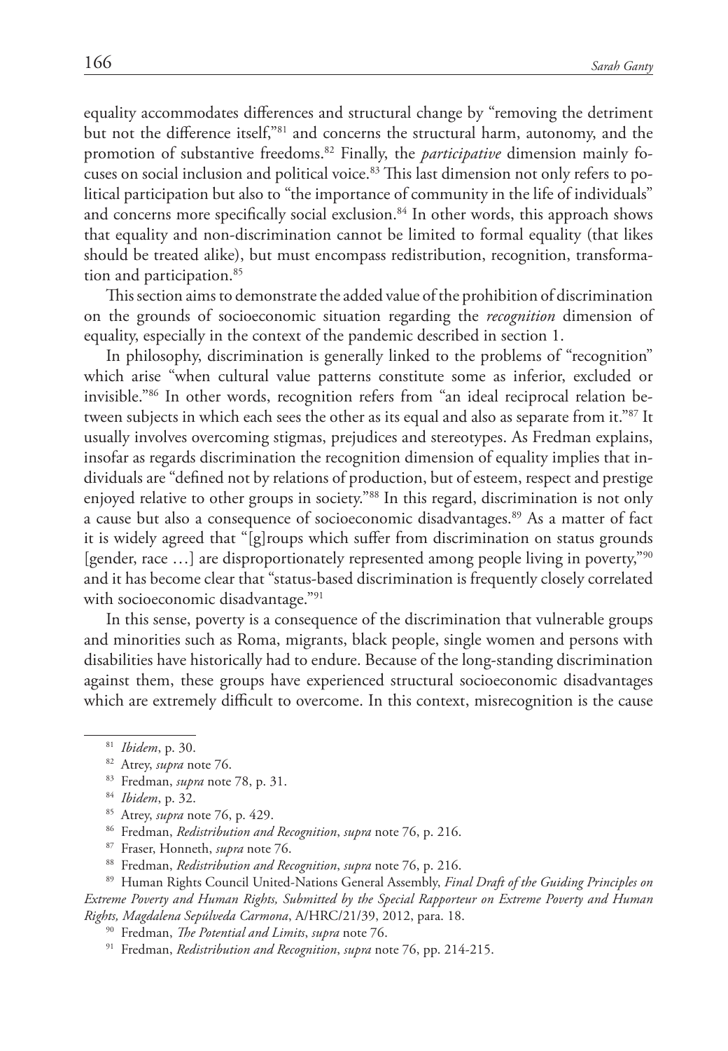equality accommodates differences and structural change by "removing the detriment but not the difference itself,"[81] and concerns the structural harm, autonomy, and the promotion of substantive freedoms.[82] Finally, the *participative* dimension mainly focuses on social inclusion and political voice.[83] This last dimension not only refers to political participation but also to "the importance of community in the life of individuals" and concerns more specifically social exclusion.[84] In other words, this approach shows that equality and non-discrimination cannot be limited to formal equality (that likes should be treated alike), but must encompass redistribution, recognition, transformation and participation.[85]

This section aims to demonstrate the added value of the prohibition of discrimination on the grounds of socioeconomic situation regarding the *recognition* dimension of equality, especially in the context of the pandemic described in section 1.

In philosophy, discrimination is generally linked to the problems of "recognition" which arise "when cultural value patterns constitute some as inferior, excluded or invisible."[86] In other words, recognition refers from "an ideal reciprocal relation between subjects in which each sees the other as its equal and also as separate from it."[87] It usually involves overcoming stigmas, prejudices and stereotypes. As Fredman explains, insofar as regards discrimination the recognition dimension of equality implies that individuals are "defined not by relations of production, but of esteem, respect and prestige enjoyed relative to other groups in society."[88] In this regard, discrimination is not only a cause but also a consequence of socioeconomic disadvantages.[89] As a matter of fact it is widely agreed that "[g]roups which suffer from discrimination on status grounds [gender, race …] are disproportionately represented among people living in poverty,"[90] and it has become clear that "status-based discrimination is frequently closely correlated with socioeconomic disadvantage."[91]

In this sense, poverty is a consequence of the discrimination that vulnerable groups and minorities such as Roma, migrants, black people, single women and persons with disabilities have historically had to endure. Because of the long-standing discrimination against them, these groups have experienced structural socioeconomic disadvantages which are extremely difficult to overcome. In this context, misrecognition is the cause

---

[81] *Ibidem*, p. 30.

[82] Atrey, *supra* note 76.

[83] Fredman, *supra* note 78, p. 31.

[84] *Ibidem*, p. 32.

[85] Atrey, *supra* note 76, p. 429.

[86] Fredman, *Redistribution and Recognition*, *supra* note 76, p. 216.

[87] Fraser, Honneth, *supra* note 76.

[88] Fredman, *Redistribution and Recognition*, *supra* note 76, p. 216.

[89] Human Rights Council United-Nations General Assembly, *Final Draft of the Guiding Principles on Extreme Poverty and Human Rights, Submitted by the Special Rapporteur on Extreme Poverty and Human Rights, Magdalena Sepúlveda Carmona*, A/HRC/21/39, 2012, para. 18.

[90] Fredman, *The Potential and Limits*, *supra* note 76.

[91] Fredman, *Redistribution and Recognition*, *supra* note 76, pp. 214-215.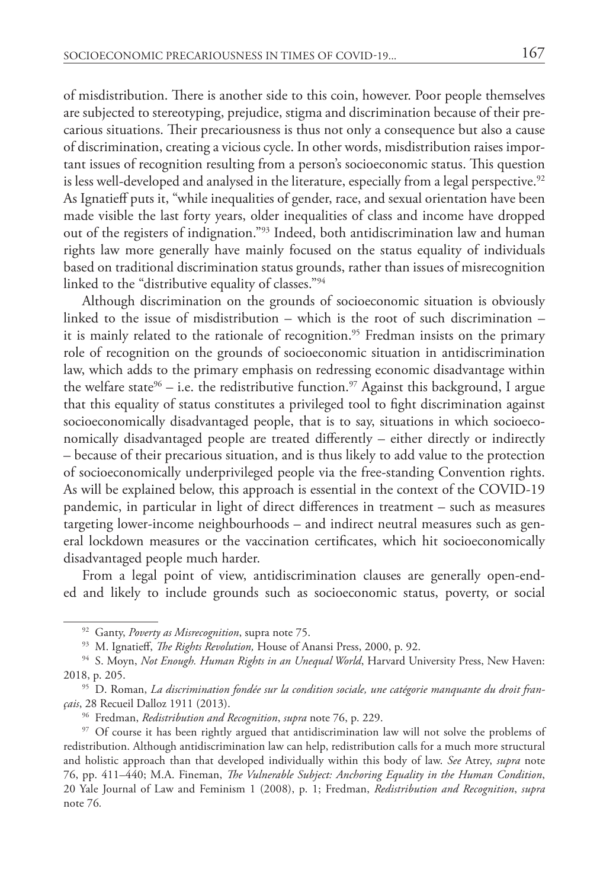of misdistribution. There is another side to this coin, however. Poor people themselves are subjected to stereotyping, prejudice, stigma and discrimination because of their precarious situations. Their precariousness is thus not only a consequence but also a cause of discrimination, creating a vicious cycle. In other words, misdistribution raises important issues of recognition resulting from a person's socioeconomic status. This question is less well-developed and analysed in the literature, especially from a legal perspective.[92] As Ignatieff puts it, "while inequalities of gender, race, and sexual orientation have been made visible the last forty years, older inequalities of class and income have dropped out of the registers of indignation."[93] Indeed, both antidiscrimination law and human rights law more generally have mainly focused on the status equality of individuals based on traditional discrimination status grounds, rather than issues of misrecognition linked to the "distributive equality of classes."[94]

Although discrimination on the grounds of socioeconomic situation is obviously linked to the issue of misdistribution – which is the root of such discrimination – it is mainly related to the rationale of recognition.[95] Fredman insists on the primary role of recognition on the grounds of socioeconomic situation in antidiscrimination law, which adds to the primary emphasis on redressing economic disadvantage within the welfare state[96] – i.e. the redistributive function.[97] Against this background, I argue that this equality of status constitutes a privileged tool to fight discrimination against socioeconomically disadvantaged people, that is to say, situations in which socioeconomically disadvantaged people are treated differently – either directly or indirectly – because of their precarious situation, and is thus likely to add value to the protection of socioeconomically underprivileged people via the free-standing Convention rights. As will be explained below, this approach is essential in the context of the COVID-19 pandemic, in particular in light of direct differences in treatment – such as measures targeting lower-income neighbourhoods – and indirect neutral measures such as general lockdown measures or the vaccination certificates, which hit socioeconomically disadvantaged people much harder.

From a legal point of view, antidiscrimination clauses are generally open-ended and likely to include grounds such as socioeconomic status, poverty, or social

---

[92] Ganty, *Poverty as Misrecognition*, supra note 75.

[93] M. Ignatieff, *The Rights Revolution,* House of Anansi Press, 2000, p. 92.

[94] S. Moyn, *Not Enough. Human Rights in an Unequal World*, Harvard University Press, New Haven: 2018, p. 205.

[95] D. Roman, *La discrimination fondée sur la condition sociale, une catégorie manquante du droit français*, 28 Recueil Dalloz 1911 (2013).

[96] Fredman, *Redistribution and Recognition*, *supra* note 76, p. 229.

[97] Of course it has been rightly argued that antidiscrimination law will not solve the problems of redistribution. Although antidiscrimination law can help, redistribution calls for a much more structural and holistic approach than that developed individually within this body of law. *See* Atrey, *supra* note 76, pp. 411–440; M.A. Fineman, *The Vulnerable Subject: Anchoring Equality in the Human Condition*, 20 Yale Journal of Law and Feminism 1 (2008), p. 1; Fredman, *Redistribution and Recognition*, *supra* note 76.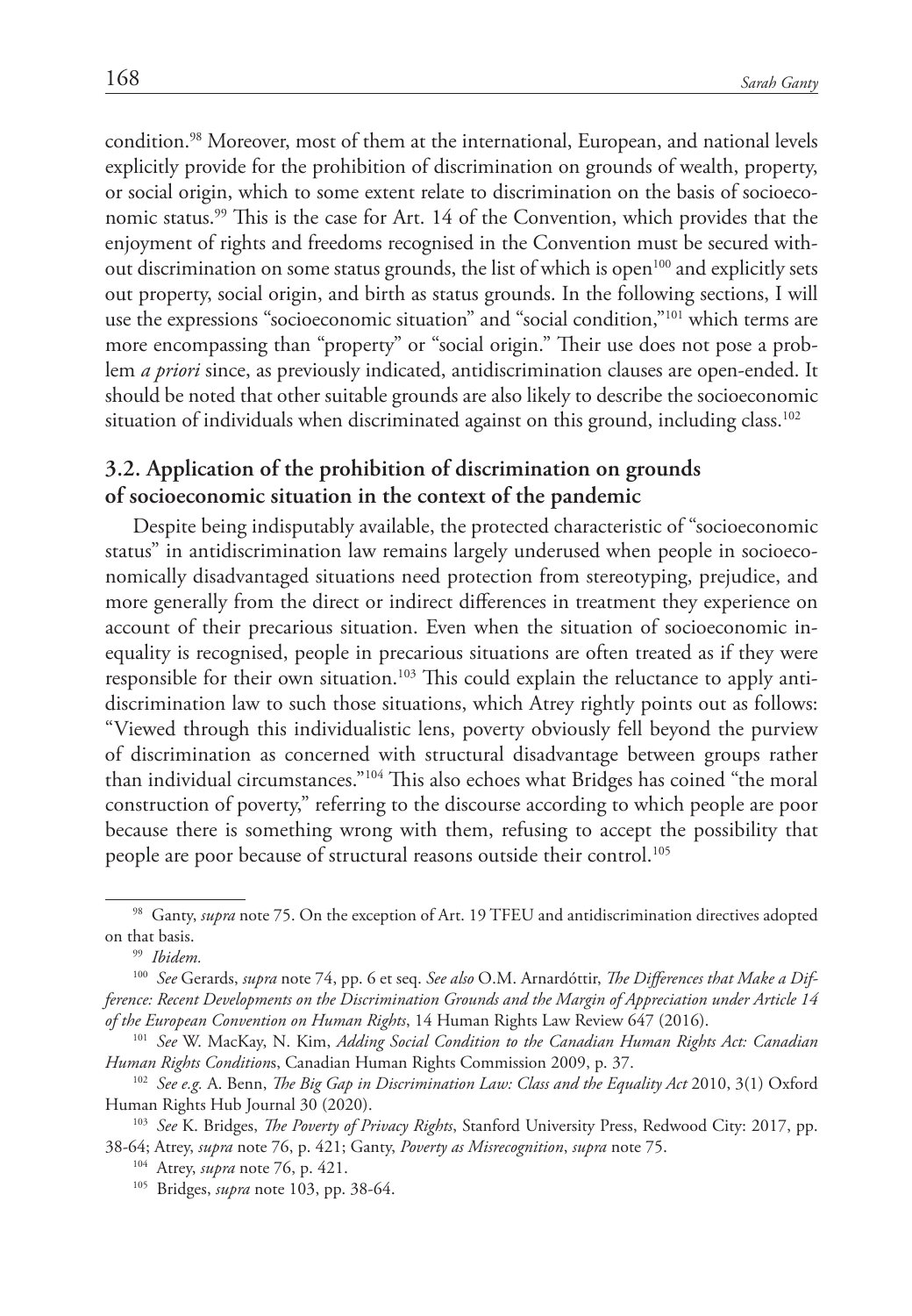condition.[98] Moreover, most of them at the international, European, and national levels explicitly provide for the prohibition of discrimination on grounds of wealth, property, or social origin, which to some extent relate to discrimination on the basis of socioeconomic status.[99] This is the case for Art. 14 of the Convention, which provides that the enjoyment of rights and freedoms recognised in the Convention must be secured without discrimination on some status grounds, the list of which is open[100] and explicitly sets out property, social origin, and birth as status grounds. In the following sections, I will use the expressions "socioeconomic situation" and "social condition,"[101] which terms are more encompassing than "property" or "social origin." Their use does not pose a problem *a priori* since, as previously indicated, antidiscrimination clauses are open-ended. It should be noted that other suitable grounds are also likely to describe the socioeconomic situation of individuals when discriminated against on this ground, including class.[102]

### 3.2. Application of the prohibition of discrimination on grounds of socioeconomic situation in the context of the pandemic

Despite being indisputably available, the protected characteristic of "socioeconomic status" in antidiscrimination law remains largely underused when people in socioeconomically disadvantaged situations need protection from stereotyping, prejudice, and more generally from the direct or indirect differences in treatment they experience on account of their precarious situation. Even when the situation of socioeconomic inequality is recognised, people in precarious situations are often treated as if they were responsible for their own situation.[103] This could explain the reluctance to apply antidiscrimination law to such those situations, which Atrey rightly points out as follows: "Viewed through this individualistic lens, poverty obviously fell beyond the purview of discrimination as concerned with structural disadvantage between groups rather than individual circumstances."[104] This also echoes what Bridges has coined "the moral construction of poverty," referring to the discourse according to which people are poor because there is something wrong with them, refusing to accept the possibility that people are poor because of structural reasons outside their control.[105]

---

[98] Ganty, *supra* note 75. On the exception of Art. 19 TFEU and antidiscrimination directives adopted on that basis.

[99] *Ibidem.*

[100] *See* Gerards, *supra* note 74, pp. 6 et seq. *See also* O.M. Arnardóttir, *The Differences that Make a Difference: Recent Developments on the Discrimination Grounds and the Margin of Appreciation under Article 14 of the European Convention on Human Rights*, 14 Human Rights Law Review 647 (2016).

[101] *See* W. MacKay, N. Kim, *Adding Social Condition to the Canadian Human Rights Act: Canadian Human Rights Conditions*, Canadian Human Rights Commission 2009, p. 37.

[102] *See e.g.* A. Benn, *The Big Gap in Discrimination Law: Class and the Equality Act* 2010, 3(1) Oxford Human Rights Hub Journal 30 (2020).

[103] *See* K. Bridges, *The Poverty of Privacy Rights*, Stanford University Press, Redwood City: 2017, pp. 38-64; Atrey, *supra* note 76, p. 421; Ganty, *Poverty as Misrecognition*, *supra* note 75.

[104] Atrey, *supra* note 76, p. 421.

[105] Bridges, *supra* note 103, pp. 38-64.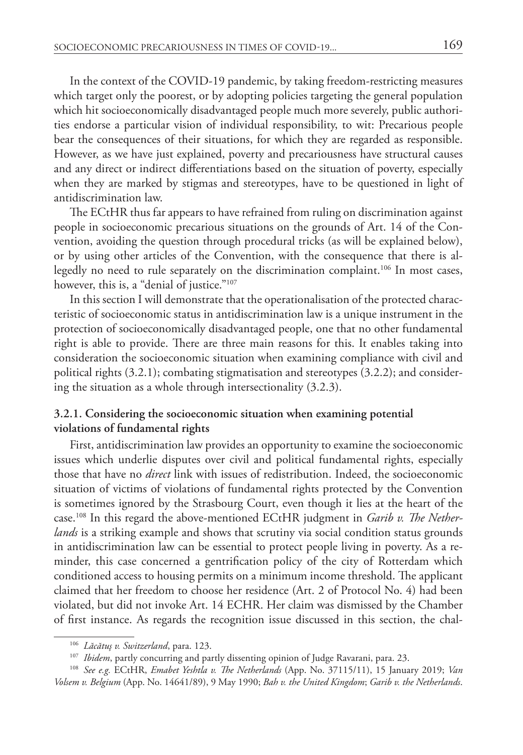In the context of the COVID-19 pandemic, by taking freedom-restricting measures which target only the poorest, or by adopting policies targeting the general population which hit socioeconomically disadvantaged people much more severely, public authorities endorse a particular vision of individual responsibility, to wit: Precarious people bear the consequences of their situations, for which they are regarded as responsible. However, as we have just explained, poverty and precariousness have structural causes and any direct or indirect differentiations based on the situation of poverty, especially when they are marked by stigmas and stereotypes, have to be questioned in light of antidiscrimination law.

The ECtHR thus far appears to have refrained from ruling on discrimination against people in socioeconomic precarious situations on the grounds of Art. 14 of the Convention, avoiding the question through procedural tricks (as will be explained below), or by using other articles of the Convention, with the consequence that there is allegedly no need to rule separately on the discrimination complaint.[106] In most cases, however, this is, a "denial of justice."[107]

In this section I will demonstrate that the operationalisation of the protected characteristic of socioeconomic status in antidiscrimination law is a unique instrument in the protection of socioeconomically disadvantaged people, one that no other fundamental right is able to provide. There are three main reasons for this. It enables taking into consideration the socioeconomic situation when examining compliance with civil and political rights (3.2.1); combating stigmatisation and stereotypes (3.2.2); and considering the situation as a whole through intersectionality (3.2.3).

### 3.2.1. Considering the socioeconomic situation when examining potential violations of fundamental rights

First, antidiscrimination law provides an opportunity to examine the socioeconomic issues which underlie disputes over civil and political fundamental rights, especially those that have no *direct* link with issues of redistribution. Indeed, the socioeconomic situation of victims of violations of fundamental rights protected by the Convention is sometimes ignored by the Strasbourg Court, even though it lies at the heart of the case.[108] In this regard the above-mentioned ECtHR judgment in *Garib v. The Netherlands* is a striking example and shows that scrutiny via social condition status grounds in antidiscrimination law can be essential to protect people living in poverty. As a reminder, this case concerned a gentrification policy of the city of Rotterdam which conditioned access to housing permits on a minimum income threshold. The applicant claimed that her freedom to choose her residence (Art. 2 of Protocol No. 4) had been violated, but did not invoke Art. 14 ECHR. Her claim was dismissed by the Chamber of first instance. As regards the recognition issue discussed in this section, the chal-

---

[106] *Lăcătuş v. Switzerland*, para. 123.

[107] *Ibidem*, partly concurring and partly dissenting opinion of Judge Ravarani, para. 23.

[108] *See e.g.* ECtHR, *Emabet Yeshtla v. The Netherlands* (App. No. 37115/11), 15 January 2019; *Van Volsem v. Belgium* (App. No. 14641/89), 9 May 1990; *Bah v. the United Kingdom*; *Garib v. the Netherlands*.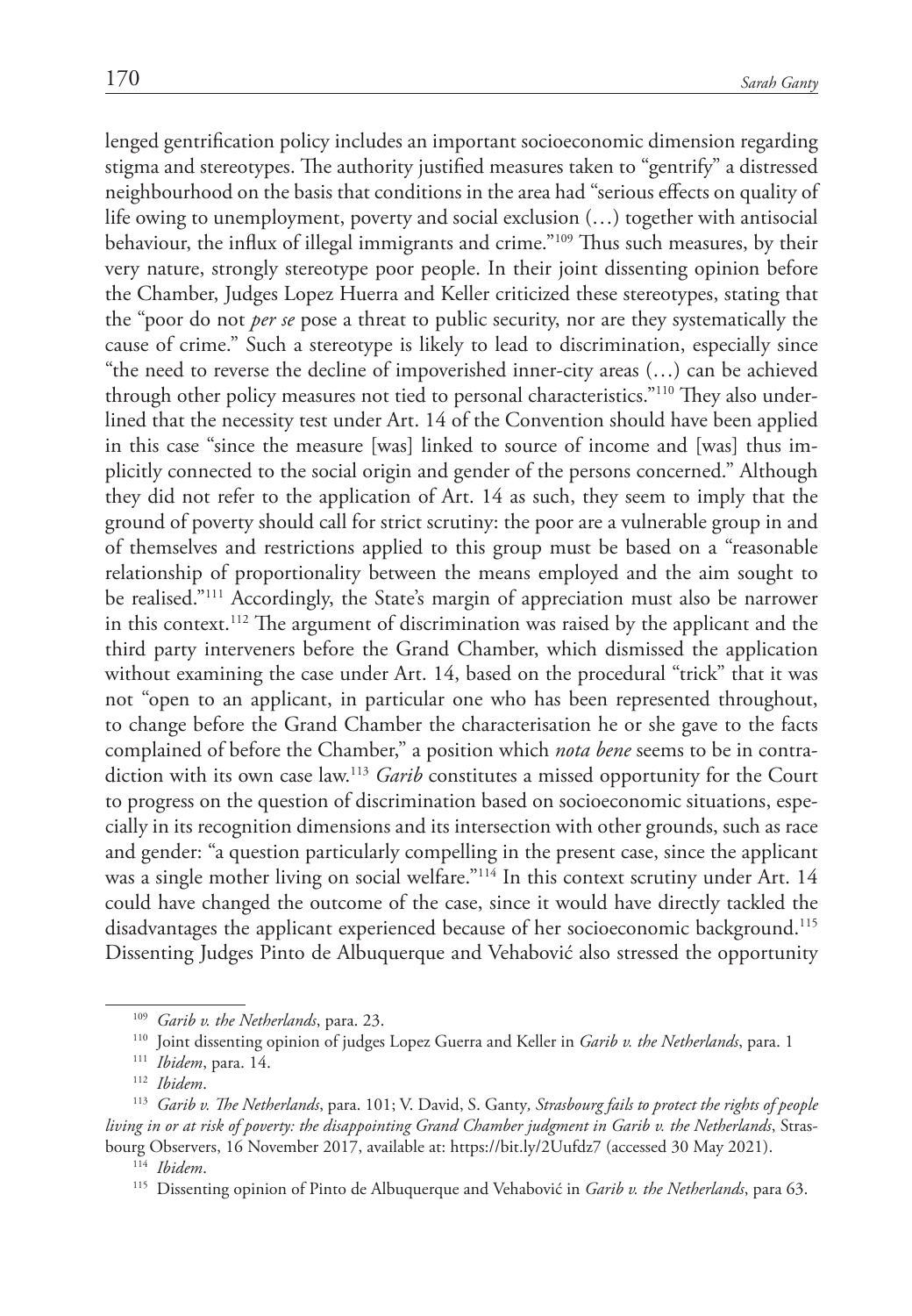lenged gentrification policy includes an important socioeconomic dimension regarding stigma and stereotypes. The authority justified measures taken to "gentrify" a distressed neighbourhood on the basis that conditions in the area had "serious effects on quality of life owing to unemployment, poverty and social exclusion (…) together with antisocial behaviour, the influx of illegal immigrants and crime."[109] Thus such measures, by their very nature, strongly stereotype poor people. In their joint dissenting opinion before the Chamber, Judges Lopez Huerra and Keller criticized these stereotypes, stating that the "poor do not *per se* pose a threat to public security, nor are they systematically the cause of crime." Such a stereotype is likely to lead to discrimination, especially since "the need to reverse the decline of impoverished inner-city areas (…) can be achieved through other policy measures not tied to personal characteristics."[110] They also underlined that the necessity test under Art. 14 of the Convention should have been applied in this case "since the measure [was] linked to source of income and [was] thus implicitly connected to the social origin and gender of the persons concerned." Although they did not refer to the application of Art. 14 as such, they seem to imply that the ground of poverty should call for strict scrutiny: the poor are a vulnerable group in and of themselves and restrictions applied to this group must be based on a "reasonable relationship of proportionality between the means employed and the aim sought to be realised."[111] Accordingly, the State's margin of appreciation must also be narrower in this context.[112] The argument of discrimination was raised by the applicant and the third party interveners before the Grand Chamber, which dismissed the application without examining the case under Art. 14, based on the procedural "trick" that it was not "open to an applicant, in particular one who has been represented throughout, to change before the Grand Chamber the characterisation he or she gave to the facts complained of before the Chamber," a position which *nota bene* seems to be in contradiction with its own case law.[113] *Garib* constitutes a missed opportunity for the Court to progress on the question of discrimination based on socioeconomic situations, especially in its recognition dimensions and its intersection with other grounds, such as race and gender: "a question particularly compelling in the present case, since the applicant was a single mother living on social welfare."[114] In this context scrutiny under Art. 14 could have changed the outcome of the case, since it would have directly tackled the disadvantages the applicant experienced because of her socioeconomic background.[115] Dissenting Judges Pinto de Albuquerque and Vehabović also stressed the opportunity

---

[109] *Garib v. the Netherlands*, para. 23.

[110] Joint dissenting opinion of judges Lopez Guerra and Keller in *Garib v. the Netherlands*, para. 1

[111] *Ibidem*, para. 14.

[112] *Ibidem*.

[113] *Garib v. The Netherlands*, para. 101; V. David, S. Ganty*, Strasbourg fails to protect the rights of people living in or at risk of poverty: the disappointing Grand Chamber judgment in Garib v. the Netherlands*, Strasbourg Observers, 16 November 2017, available at: https://bit.ly/2Uufdz7 (accessed 30 May 2021).

[114] *Ibidem*.

[115] Dissenting opinion of Pinto de Albuquerque and Vehabović in *Garib v. the Netherlands*, para 63.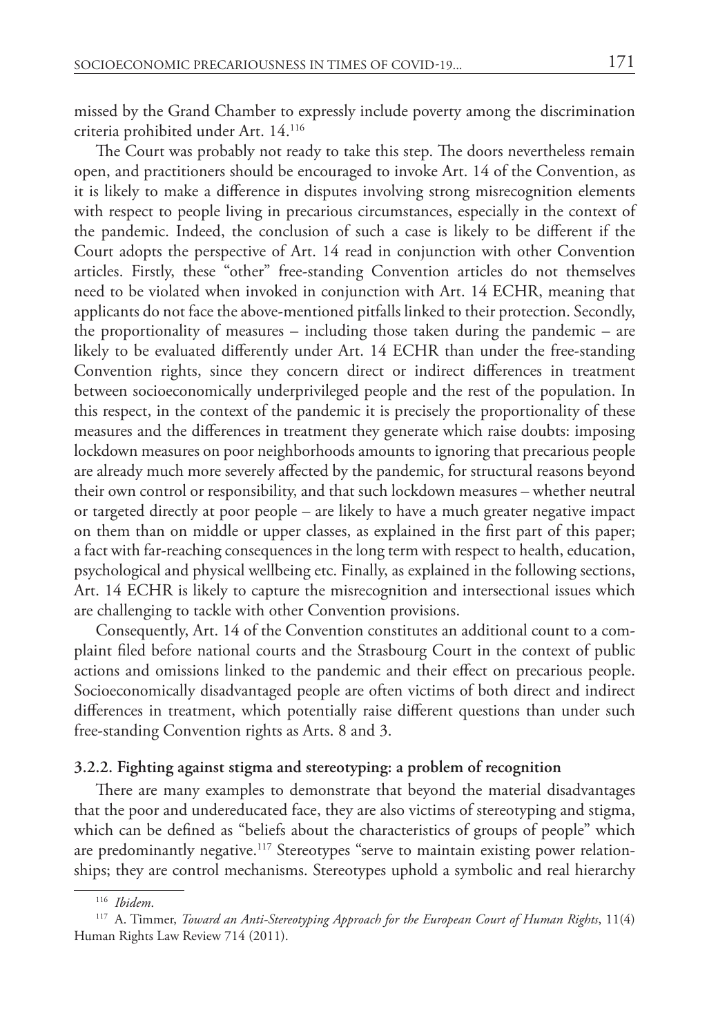missed by the Grand Chamber to expressly include poverty among the discrimination criteria prohibited under Art. 14.[116]

The Court was probably not ready to take this step. The doors nevertheless remain open, and practitioners should be encouraged to invoke Art. 14 of the Convention, as it is likely to make a difference in disputes involving strong misrecognition elements with respect to people living in precarious circumstances, especially in the context of the pandemic. Indeed, the conclusion of such a case is likely to be different if the Court adopts the perspective of Art. 14 read in conjunction with other Convention articles. Firstly, these "other" free-standing Convention articles do not themselves need to be violated when invoked in conjunction with Art. 14 ECHR, meaning that applicants do not face the above-mentioned pitfalls linked to their protection. Secondly, the proportionality of measures – including those taken during the pandemic – are likely to be evaluated differently under Art. 14 ECHR than under the free-standing Convention rights, since they concern direct or indirect differences in treatment between socioeconomically underprivileged people and the rest of the population. In this respect, in the context of the pandemic it is precisely the proportionality of these measures and the differences in treatment they generate which raise doubts: imposing lockdown measures on poor neighborhoods amounts to ignoring that precarious people are already much more severely affected by the pandemic, for structural reasons beyond their own control or responsibility, and that such lockdown measures – whether neutral or targeted directly at poor people – are likely to have a much greater negative impact on them than on middle or upper classes, as explained in the first part of this paper; a fact with far-reaching consequences in the long term with respect to health, education, psychological and physical wellbeing etc. Finally, as explained in the following sections, Art. 14 ECHR is likely to capture the misrecognition and intersectional issues which are challenging to tackle with other Convention provisions.

Consequently, Art. 14 of the Convention constitutes an additional count to a complaint filed before national courts and the Strasbourg Court in the context of public actions and omissions linked to the pandemic and their effect on precarious people. Socioeconomically disadvantaged people are often victims of both direct and indirect differences in treatment, which potentially raise different questions than under such free-standing Convention rights as Arts. 8 and 3.

### 3.2.2. Fighting against stigma and stereotyping: a problem of recognition

There are many examples to demonstrate that beyond the material disadvantages that the poor and undereducated face, they are also victims of stereotyping and stigma, which can be defined as "beliefs about the characteristics of groups of people" which are predominantly negative.[117] Stereotypes "serve to maintain existing power relationships; they are control mechanisms. Stereotypes uphold a symbolic and real hierarchy

---

[116] *Ibidem*.

[117] A. Timmer, *Toward an Anti-Stereotyping Approach for the European Court of Human Rights*, 11(4) Human Rights Law Review 714 (2011).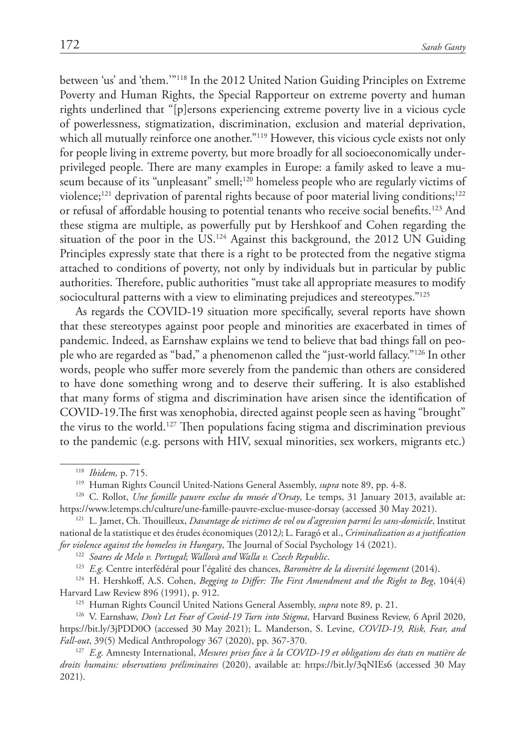between 'us' and 'them.'"[118] In the 2012 United Nation Guiding Principles on Extreme Poverty and Human Rights, the Special Rapporteur on extreme poverty and human rights underlined that "[p]ersons experiencing extreme poverty live in a vicious cycle of powerlessness, stigmatization, discrimination, exclusion and material deprivation, which all mutually reinforce one another."[119] However, this vicious cycle exists not only for people living in extreme poverty, but more broadly for all socioeconomically underprivileged people. There are many examples in Europe: a family asked to leave a museum because of its "unpleasant" smell;[120] homeless people who are regularly victims of violence;[121] deprivation of parental rights because of poor material living conditions;[122] or refusal of affordable housing to potential tenants who receive social benefits.[123] And these stigma are multiple, as powerfully put by Hershkoof and Cohen regarding the situation of the poor in the US.[124] Against this background, the 2012 UN Guiding Principles expressly state that there is a right to be protected from the negative stigma attached to conditions of poverty, not only by individuals but in particular by public authorities. Therefore, public authorities "must take all appropriate measures to modify sociocultural patterns with a view to eliminating prejudices and stereotypes."[125]

As regards the COVID-19 situation more specifically, several reports have shown that these stereotypes against poor people and minorities are exacerbated in times of pandemic. Indeed, as Earnshaw explains we tend to believe that bad things fall on people who are regarded as "bad," a phenomenon called the "just-world fallacy."[126] In other words, people who suffer more severely from the pandemic than others are considered to have done something wrong and to deserve their suffering. It is also established that many forms of stigma and discrimination have arisen since the identification of COVID-19.The first was xenophobia, directed against people seen as having "brought" the virus to the world.[127] Then populations facing stigma and discrimination previous to the pandemic (e.g. persons with HIV, sexual minorities, sex workers, migrants etc.)

---

[118] *Ibidem,* p. 715.

[119] Human Rights Council United-Nations General Assembly, *supra* note 89, pp. 4-8.

[120] C. Rollot, *Une famille pauvre exclue du musée d'Orsay*, Le temps, 31 January 2013, available at: https://www.letemps.ch/culture/une-famille-pauvre-exclue-musee-dorsay (accessed 30 May 2021).

[121] L. Jamet, Ch. Thouilleux, *Davantage de victimes de vol ou d'agression parmi les sans-domicile*, Institut national de la statistique et des études économiques (2012*)*; L. Faragó et al., *Criminalization as a justification for violence against the homeless in Hungary*, The Journal of Social Psychology 14 (2021).

[122] *Soares de Melo v. Portugal*; *Wallovà and Walla v. Czech Republic*.

[123] *E.g.* Centre interfédéral pour l'égalité des chances, *Baromètre de la diversité logement* (2014).

[124] H. Hershkoff, A.S. Cohen, *Begging to Differ: The First Amendment and the Right to Beg*, 104(4) Harvard Law Review 896 (1991), p. 912.

[125] Human Rights Council United Nations General Assembly, *supra* note 89*,* p. 21.

[126] V. Earnshaw, *Don't Let Fear of Covid-19 Turn into Stigma*, Harvard Business Review, 6 April 2020, https://bit.ly/3jPDD0O (accessed 30 May 2021); L. Manderson, S. Levine, *COVID-19, Risk, Fear, and Fall-out*, 39(5) Medical Anthropology 367 (2020), pp. 367-370.

[127] *E.g.* Amnesty International, *Mesures prises face à la COVID-19 et obligations des états en matière de droits humains: observations préliminaires* (2020), available at: https://bit.ly/3qNIEs6 (accessed 30 May 2021).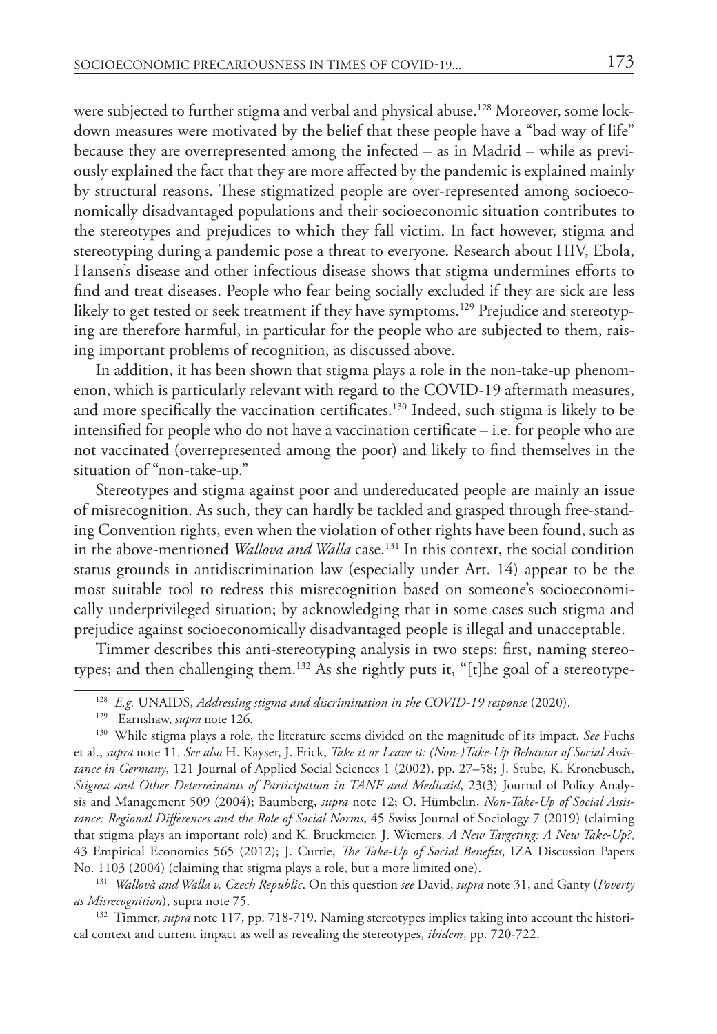were subjected to further stigma and verbal and physical abuse.[128] Moreover, some lockdown measures were motivated by the belief that these people have a "bad way of life" because they are overrepresented among the infected – as in Madrid – while as previously explained the fact that they are more affected by the pandemic is explained mainly by structural reasons. These stigmatized people are over-represented among socioeconomically disadvantaged populations and their socioeconomic situation contributes to the stereotypes and prejudices to which they fall victim. In fact however, stigma and stereotyping during a pandemic pose a threat to everyone. Research about HIV, Ebola, Hansen's disease and other infectious disease shows that stigma undermines efforts to find and treat diseases. People who fear being socially excluded if they are sick are less likely to get tested or seek treatment if they have symptoms.[129] Prejudice and stereotyping are therefore harmful, in particular for the people who are subjected to them, raising important problems of recognition, as discussed above.

In addition, it has been shown that stigma plays a role in the non-take-up phenomenon, which is particularly relevant with regard to the COVID-19 aftermath measures, and more specifically the vaccination certificates.[130] Indeed, such stigma is likely to be intensified for people who do not have a vaccination certificate – i.e. for people who are not vaccinated (overrepresented among the poor) and likely to find themselves in the situation of "non-take-up."

Stereotypes and stigma against poor and undereducated people are mainly an issue of misrecognition. As such, they can hardly be tackled and grasped through free-standing Convention rights, even when the violation of other rights have been found, such as in the above-mentioned *Wallova and Walla* case.[131] In this context, the social condition status grounds in antidiscrimination law (especially under Art. 14) appear to be the most suitable tool to redress this misrecognition based on someone's socioeconomically underprivileged situation; by acknowledging that in some cases such stigma and prejudice against socioeconomically disadvantaged people is illegal and unacceptable.

Timmer describes this anti-stereotyping analysis in two steps: first, naming stereotypes; and then challenging them.[132] As she rightly puts it, "[t]he goal of a stereotype-

---

[128] *E.g.* UNAIDS, *Addressing stigma and discrimination in the COVID-19 response* (2020).

[129] Earnshaw, *supra* note 126.

[130] While stigma plays a role, the literature seems divided on the magnitude of its impact. *See* Fuchs et al., *supra* note 11. *See also* H. Kayser, J. Frick, *Take it or Leave it: (Non-)Take-Up Behavior of Social Assistance in Germany*, 121 Journal of Applied Social Sciences 1 (2002), pp. 27–58; J. Stube, K. Kronebusch, *Stigma and Other Determinants of Participation in TANF and Medicaid*, 23(3) Journal of Policy Analysis and Management 509 (2004); Baumberg, *supra* note 12; O. Hümbelin, *Non-Take-Up of Social Assistance: Regional Differences and the Role of Social Norms*, 45 Swiss Journal of Sociology 7 (2019) (claiming that stigma plays an important role) and K. Bruckmeier, J. Wiemers, *A New Targeting: A New Take-Up?*, 43 Empirical Economics 565 (2012); J. Currie, *The Take-Up of Social Benefits*, IZA Discussion Papers No. 1103 (2004) (claiming that stigma plays a role, but a more limited one).

[131] *Wallovà and Walla v. Czech Republic*. On this question *see* David, *supra* note 31, and Ganty (*Poverty as Misrecognition*), supra note 75.

[132] Timmer, *supra* note 117, pp. 718-719. Naming stereotypes implies taking into account the historical context and current impact as well as revealing the stereotypes, *ibidem*, pp. 720-722.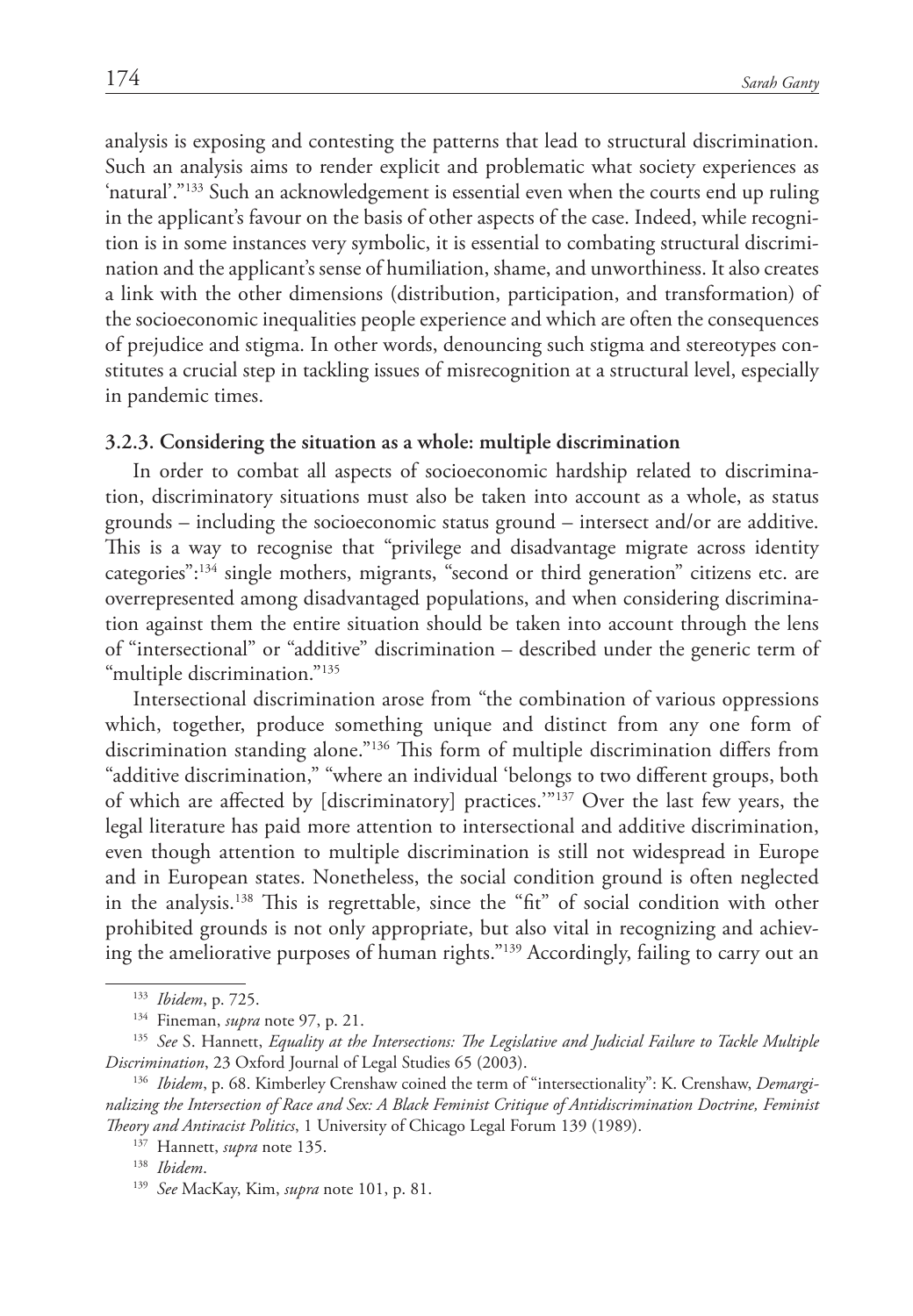analysis is exposing and contesting the patterns that lead to structural discrimination. Such an analysis aims to render explicit and problematic what society experiences as 'natural'."[133] Such an acknowledgement is essential even when the courts end up ruling in the applicant's favour on the basis of other aspects of the case. Indeed, while recognition is in some instances very symbolic, it is essential to combating structural discrimination and the applicant's sense of humiliation, shame, and unworthiness. It also creates a link with the other dimensions (distribution, participation, and transformation) of the socioeconomic inequalities people experience and which are often the consequences of prejudice and stigma. In other words, denouncing such stigma and stereotypes constitutes a crucial step in tackling issues of misrecognition at a structural level, especially in pandemic times.

### 3.2.3. Considering the situation as a whole: multiple discrimination

In order to combat all aspects of socioeconomic hardship related to discrimination, discriminatory situations must also be taken into account as a whole, as status grounds – including the socioeconomic status ground – intersect and/or are additive. This is a way to recognise that "privilege and disadvantage migrate across identity categories":[134] single mothers, migrants, "second or third generation" citizens etc. are overrepresented among disadvantaged populations, and when considering discrimination against them the entire situation should be taken into account through the lens of "intersectional" or "additive" discrimination – described under the generic term of "multiple discrimination."[135]

Intersectional discrimination arose from "the combination of various oppressions which, together, produce something unique and distinct from any one form of discrimination standing alone."[136] This form of multiple discrimination differs from "additive discrimination," "where an individual 'belongs to two different groups, both of which are affected by [discriminatory] practices.'"[137] Over the last few years, the legal literature has paid more attention to intersectional and additive discrimination, even though attention to multiple discrimination is still not widespread in Europe and in European states. Nonetheless, the social condition ground is often neglected in the analysis.[138] This is regrettable, since the "fit" of social condition with other prohibited grounds is not only appropriate, but also vital in recognizing and achieving the ameliorative purposes of human rights."[139] Accordingly, failing to carry out an

---

[133] *Ibidem*, p. 725.

[134] Fineman, *supra* note 97, p. 21.

[135] *See* S. Hannett, *Equality at the Intersections: The Legislative and Judicial Failure to Tackle Multiple Discrimination*, 23 Oxford Journal of Legal Studies 65 (2003).

[136] *Ibidem*, p. 68. Kimberley Crenshaw coined the term of "intersectionality": K. Crenshaw, *Demarginalizing the Intersection of Race and Sex: A Black Feminist Critique of Antidiscrimination Doctrine, Feminist Theory and Antiracist Politics*, 1 University of Chicago Legal Forum 139 (1989).

[137] Hannett, *supra* note 135.

[138] *Ibidem*.

[139] *See* MacKay, Kim, *supra* note 101, p. 81.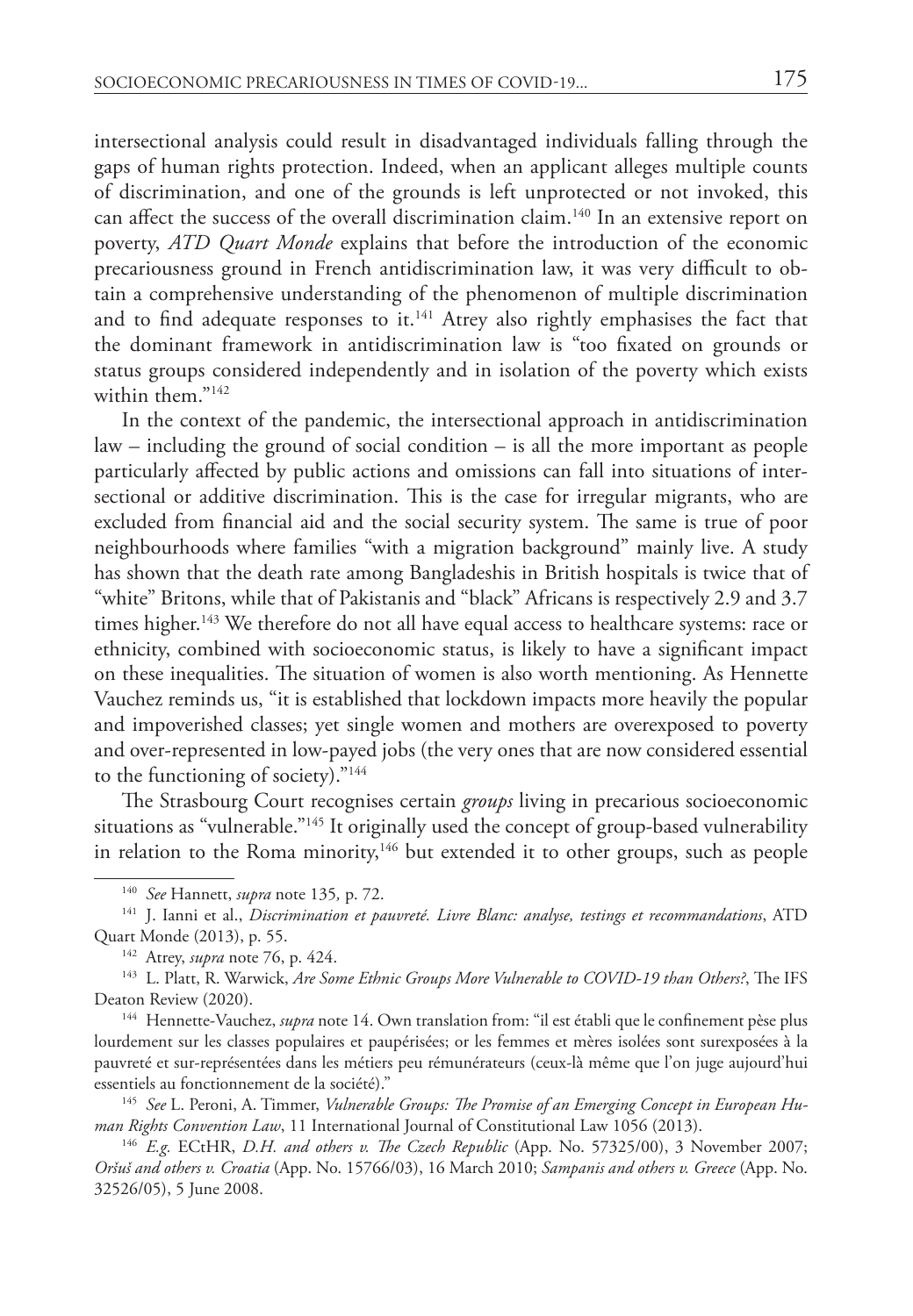intersectional analysis could result in disadvantaged individuals falling through the gaps of human rights protection. Indeed, when an applicant alleges multiple counts of discrimination, and one of the grounds is left unprotected or not invoked, this can affect the success of the overall discrimination claim.[140] In an extensive report on poverty, *ATD Quart Monde* explains that before the introduction of the economic precariousness ground in French antidiscrimination law, it was very difficult to obtain a comprehensive understanding of the phenomenon of multiple discrimination and to find adequate responses to it.[141] Atrey also rightly emphasises the fact that the dominant framework in antidiscrimination law is "too fixated on grounds or status groups considered independently and in isolation of the poverty which exists within them."[142]

In the context of the pandemic, the intersectional approach in antidiscrimination law – including the ground of social condition – is all the more important as people particularly affected by public actions and omissions can fall into situations of intersectional or additive discrimination. This is the case for irregular migrants, who are excluded from financial aid and the social security system. The same is true of poor neighbourhoods where families "with a migration background" mainly live. A study has shown that the death rate among Bangladeshis in British hospitals is twice that of "white" Britons, while that of Pakistanis and "black" Africans is respectively 2.9 and 3.7 times higher.[143] We therefore do not all have equal access to healthcare systems: race or ethnicity, combined with socioeconomic status, is likely to have a significant impact on these inequalities. The situation of women is also worth mentioning. As Hennette Vauchez reminds us, "it is established that lockdown impacts more heavily the popular and impoverished classes; yet single women and mothers are overexposed to poverty and over-represented in low-payed jobs (the very ones that are now considered essential to the functioning of society)."[144]

The Strasbourg Court recognises certain *groups* living in precarious socioeconomic situations as "vulnerable."[145] It originally used the concept of group-based vulnerability in relation to the Roma minority,[146] but extended it to other groups, such as people

---

[140] *See* Hannett, *supra* note 135, p. 72.

[141] J. Ianni et al., *Discrimination et pauvreté. Livre Blanc: analyse, testings et recommandations*, ATD Quart Monde (2013), p. 55.

[142] Atrey, *supra* note 76, p. 424.

[143] L. Platt, R. Warwick, *Are Some Ethnic Groups More Vulnerable to COVID-19 than Others?*, The IFS Deaton Review (2020).

[144] Hennette-Vauchez, *supra* note 14. Own translation from: "il est établi que le confinement pèse plus lourdement sur les classes populaires et paupérisées; or les femmes et mères isolées sont surexposées à la pauvreté et sur-représentées dans les métiers peu rémunérateurs (ceux-là même que l'on juge aujourd'hui essentiels au fonctionnement de la société)."

[145] *See* L. Peroni, A. Timmer, *Vulnerable Groups: The Promise of an Emerging Concept in European Human Rights Convention Law*, 11 International Journal of Constitutional Law 1056 (2013).

[146] *E.g.* ECtHR, *D.H. and others v. The Czech Republic* (App. No. 57325/00), 3 November 2007; *Oršuš and others v. Croatia* (App. No. 15766/03), 16 March 2010; *Sampanis and others v. Greece* (App. No. 32526/05), 5 June 2008.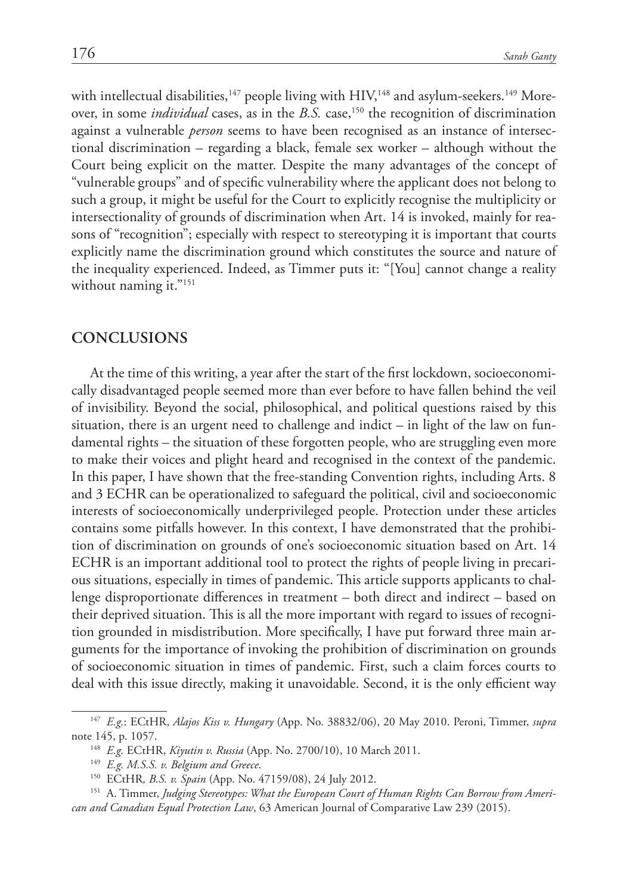with intellectual disabilities,[147] people living with HIV,[148] and asylum-seekers.[149] Moreover, in some *individual* cases, as in the *B.S.* case,[150] the recognition of discrimination against a vulnerable *person* seems to have been recognised as an instance of intersectional discrimination – regarding a black, female sex worker – although without the Court being explicit on the matter. Despite the many advantages of the concept of "vulnerable groups" and of specific vulnerability where the applicant does not belong to such a group, it might be useful for the Court to explicitly recognise the multiplicity or intersectionality of grounds of discrimination when Art. 14 is invoked, mainly for reasons of "recognition"; especially with respect to stereotyping it is important that courts explicitly name the discrimination ground which constitutes the source and nature of the inequality experienced. Indeed, as Timmer puts it: "[You] cannot change a reality without naming it."[151]

## CONCLUSIONS

At the time of this writing, a year after the start of the first lockdown, socioeconomically disadvantaged people seemed more than ever before to have fallen behind the veil of invisibility. Beyond the social, philosophical, and political questions raised by this situation, there is an urgent need to challenge and indict – in light of the law on fundamental rights – the situation of these forgotten people, who are struggling even more to make their voices and plight heard and recognised in the context of the pandemic. In this paper, I have shown that the free-standing Convention rights, including Arts. 8 and 3 ECHR can be operationalized to safeguard the political, civil and socioeconomic interests of socioeconomically underprivileged people. Protection under these articles contains some pitfalls however. In this context, I have demonstrated that the prohibition of discrimination on grounds of one's socioeconomic situation based on Art. 14 ECHR is an important additional tool to protect the rights of people living in precarious situations, especially in times of pandemic. This article supports applicants to challenge disproportionate differences in treatment – both direct and indirect – based on their deprived situation. This is all the more important with regard to issues of recognition grounded in misdistribution. More specifically, I have put forward three main arguments for the importance of invoking the prohibition of discrimination on grounds of socioeconomic situation in times of pandemic. First, such a claim forces courts to deal with this issue directly, making it unavoidable. Second, it is the only efficient way

---

[147] *E.g.*: ECtHR, *Alajos Kiss v. Hungary* (App. No. 38832/06), 20 May 2010. Peroni, Timmer, *supra* note 145, p. 1057.

[148] *E.g.* ECtHR, *Kiyutin v. Russia* (App. No. 2700/10), 10 March 2011.

[149] *E.g. M.S.S. v. Belgium and Greece*.

[150] ECtHR, *B.S. v. Spain* (App. No. 47159/08), 24 July 2012.

[151] A. Timmer, *Judging Stereotypes: What the European Court of Human Rights Can Borrow from American and Canadian Equal Protection Law*, 63 American Journal of Comparative Law 239 (2015).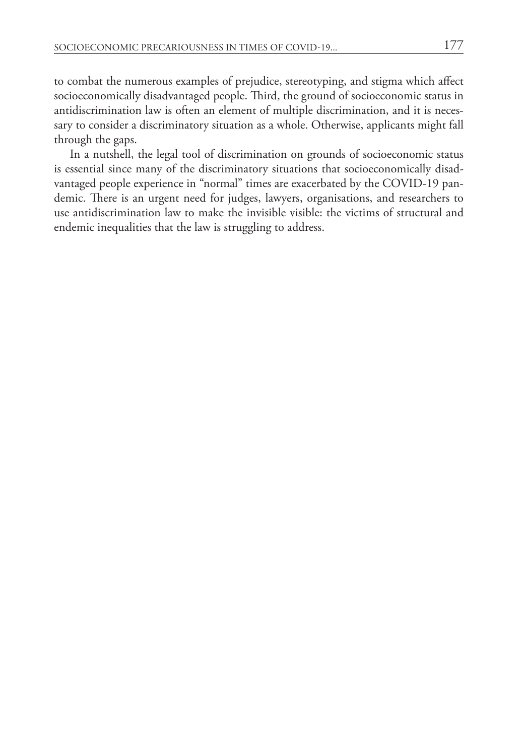to combat the numerous examples of prejudice, stereotyping, and stigma which affect socioeconomically disadvantaged people. Third, the ground of socioeconomic status in antidiscrimination law is often an element of multiple discrimination, and it is necessary to consider a discriminatory situation as a whole. Otherwise, applicants might fall through the gaps.

In a nutshell, the legal tool of discrimination on grounds of socioeconomic status is essential since many of the discriminatory situations that socioeconomically disadvantaged people experience in "normal" times are exacerbated by the COVID-19 pandemic. There is an urgent need for judges, lawyers, organisations, and researchers to use antidiscrimination law to make the invisible visible: the victims of structural and endemic inequalities that the law is struggling to address.